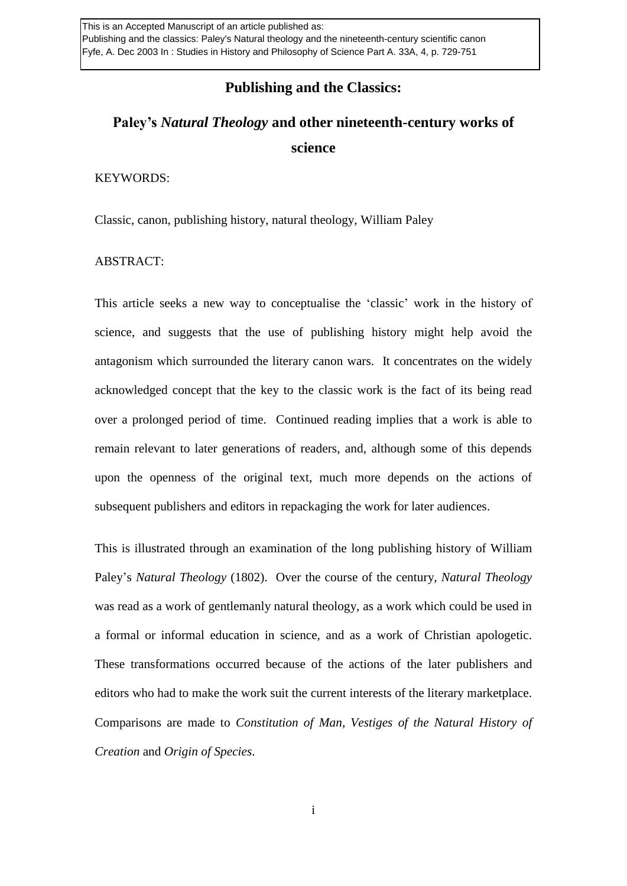This is an Accepted Manuscript of an article published as:
Publishing and the classics: Paley's Natural theology and the nineteenth-century scientific canon
Fyfe, A. Dec 2003 In : Studies in History and Philosophy of Science Part A. 33A, 4, p. 729-751

# Publishing and the Classics:

## Paley's *Natural Theology* and other nineteenth-century works of science

KEYWORDS:

Classic, canon, publishing history, natural theology, William Paley

ABSTRACT:

This article seeks a new way to conceptualise the 'classic' work in the history of science, and suggests that the use of publishing history might help avoid the antagonism which surrounded the literary canon wars. It concentrates on the widely acknowledged concept that the key to the classic work is the fact of its being read over a prolonged period of time. Continued reading implies that a work is able to remain relevant to later generations of readers, and, although some of this depends upon the openness of the original text, much more depends on the actions of subsequent publishers and editors in repackaging the work for later audiences.

This is illustrated through an examination of the long publishing history of William Paley's *Natural Theology* (1802). Over the course of the century, *Natural Theology* was read as a work of gentlemanly natural theology, as a work which could be used in a formal or informal education in science, and as a work of Christian apologetic. These transformations occurred because of the actions of the later publishers and editors who had to make the work suit the current interests of the literary marketplace. Comparisons are made to *Constitution of Man*, *Vestiges of the Natural History of Creation* and *Origin of Species*.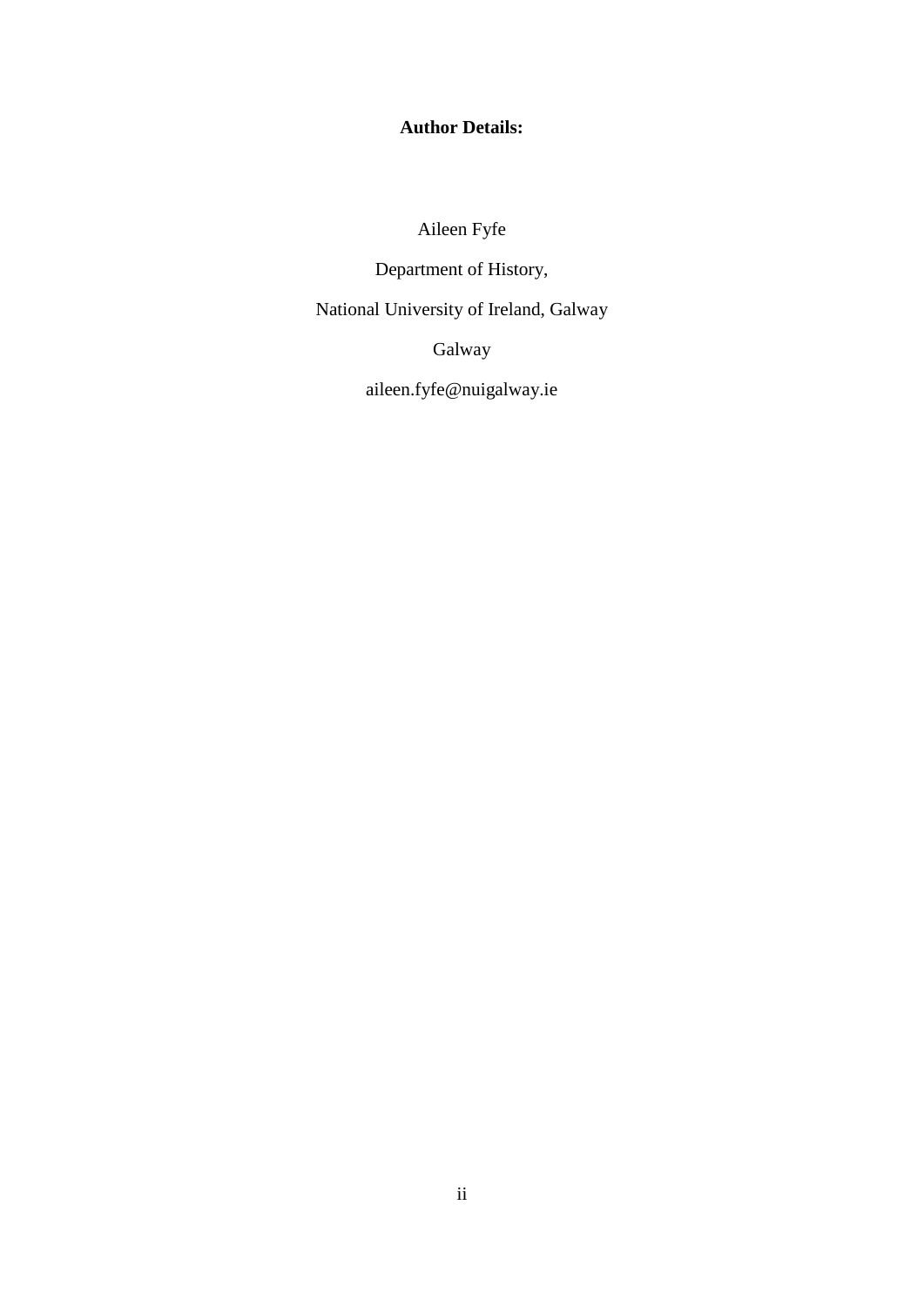**Author Details:**

Aileen Fyfe

Department of History,

National University of Ireland, Galway

Galway

aileen.fyfe@nuigalway.ie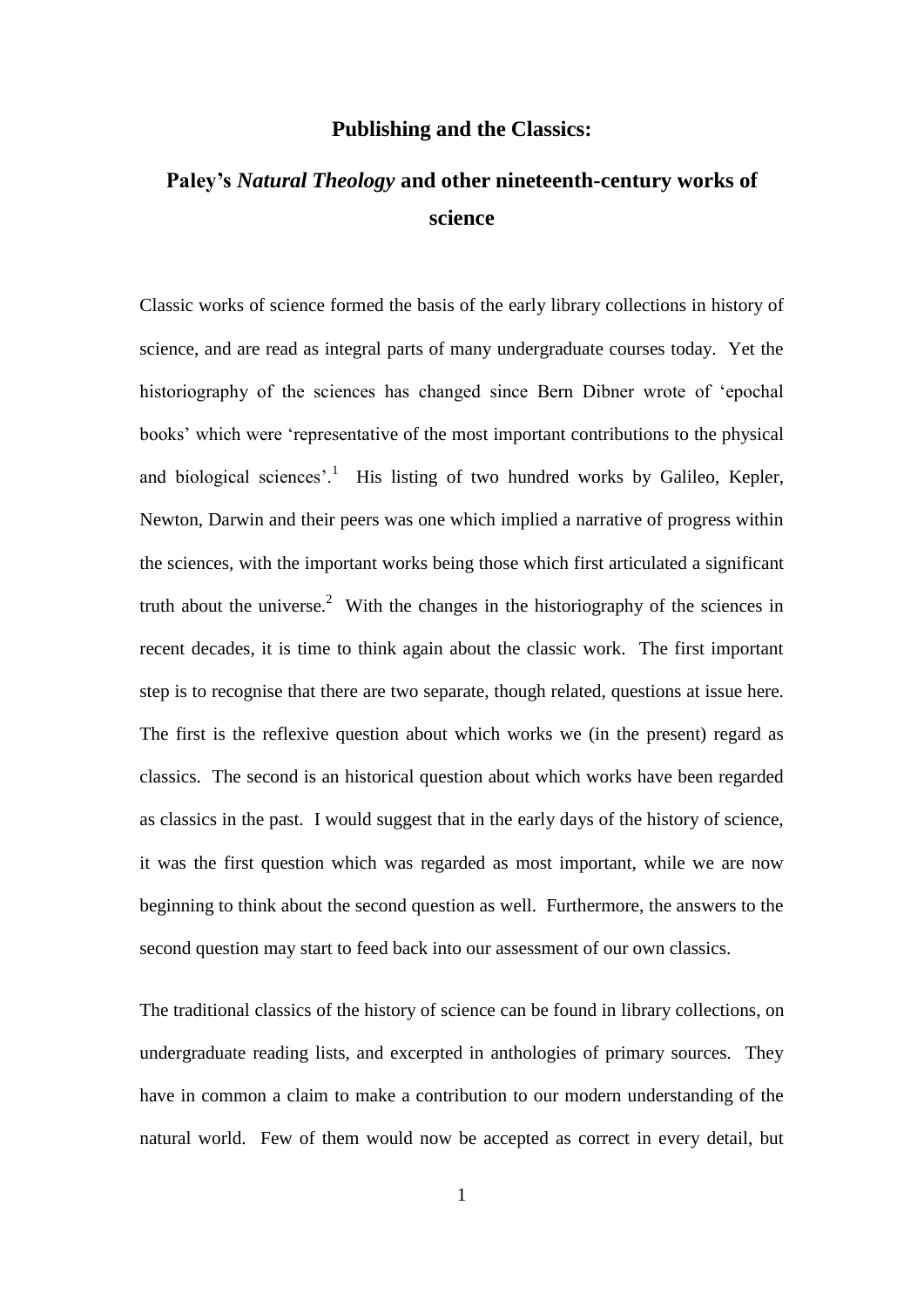# Publishing and the Classics:

## Paley's *Natural Theology* and other nineteenth-century works of science

Classic works of science formed the basis of the early library collections in history of science, and are read as integral parts of many undergraduate courses today. Yet the historiography of the sciences has changed since Bern Dibner wrote of 'epochal books' which were 'representative of the most important contributions to the physical and biological sciences'.[1] His listing of two hundred works by Galileo, Kepler, Newton, Darwin and their peers was one which implied a narrative of progress within the sciences, with the important works being those which first articulated a significant truth about the universe.[2] With the changes in the historiography of the sciences in recent decades, it is time to think again about the classic work. The first important step is to recognise that there are two separate, though related, questions at issue here. The first is the reflexive question about which works we (in the present) regard as classics. The second is an historical question about which works have been regarded as classics in the past. I would suggest that in the early days of the history of science, it was the first question which was regarded as most important, while we are now beginning to think about the second question as well. Furthermore, the answers to the second question may start to feed back into our assessment of our own classics.

The traditional classics of the history of science can be found in library collections, on undergraduate reading lists, and excerpted in anthologies of primary sources. They have in common a claim to make a contribution to our modern understanding of the natural world. Few of them would now be accepted as correct in every detail, but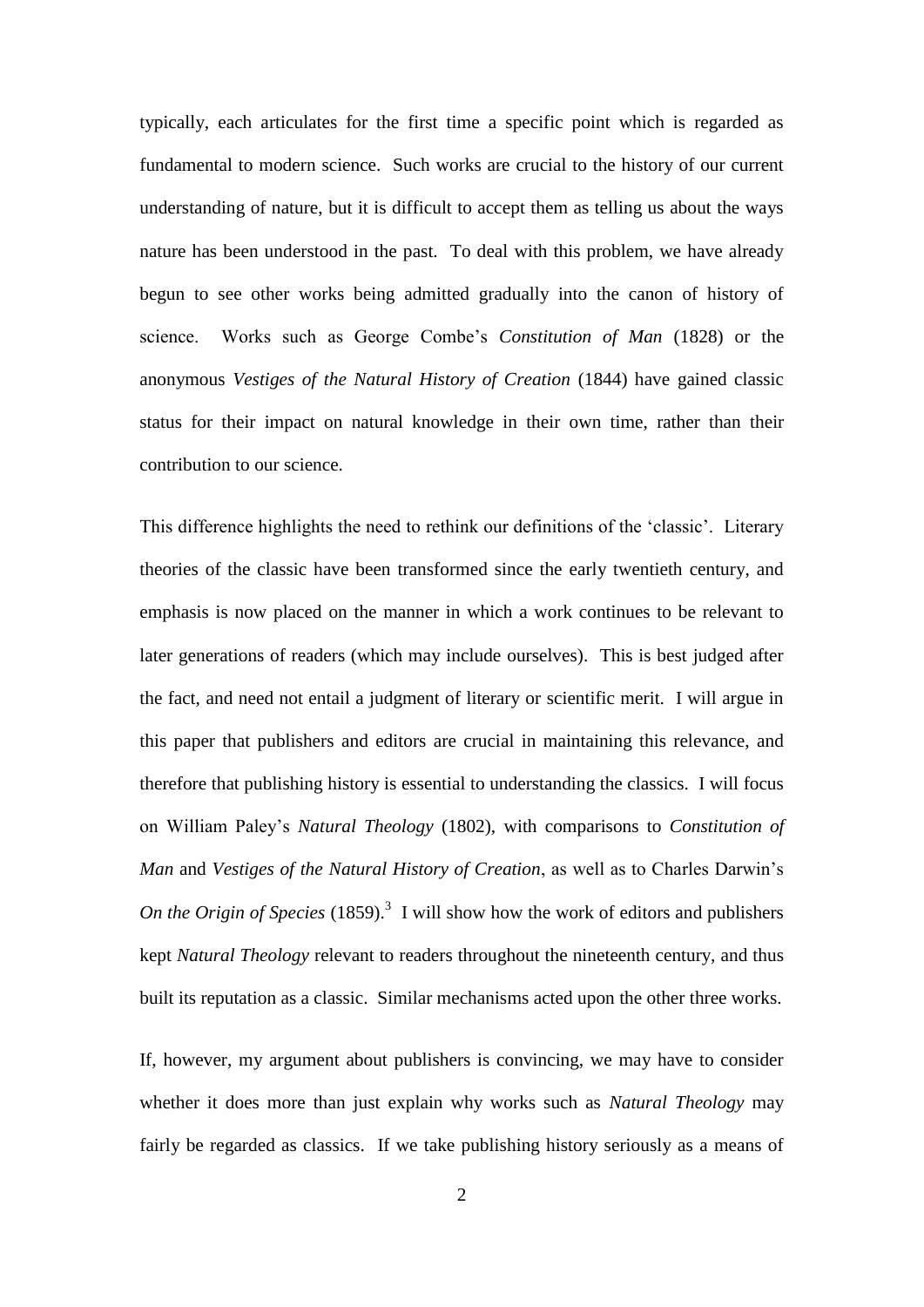typically, each articulates for the first time a specific point which is regarded as fundamental to modern science. Such works are crucial to the history of our current understanding of nature, but it is difficult to accept them as telling us about the ways nature has been understood in the past. To deal with this problem, we have already begun to see other works being admitted gradually into the canon of history of science. Works such as George Combe's *Constitution of Man* (1828) or the anonymous *Vestiges of the Natural History of Creation* (1844) have gained classic status for their impact on natural knowledge in their own time, rather than their contribution to our science.

This difference highlights the need to rethink our definitions of the 'classic'. Literary theories of the classic have been transformed since the early twentieth century, and emphasis is now placed on the manner in which a work continues to be relevant to later generations of readers (which may include ourselves). This is best judged after the fact, and need not entail a judgment of literary or scientific merit. I will argue in this paper that publishers and editors are crucial in maintaining this relevance, and therefore that publishing history is essential to understanding the classics. I will focus on William Paley's *Natural Theology* (1802), with comparisons to *Constitution of Man* and *Vestiges of the Natural History of Creation*, as well as to Charles Darwin's *On the Origin of Species* (1859).[3] I will show how the work of editors and publishers kept *Natural Theology* relevant to readers throughout the nineteenth century, and thus built its reputation as a classic. Similar mechanisms acted upon the other three works.

If, however, my argument about publishers is convincing, we may have to consider whether it does more than just explain why works such as *Natural Theology* may fairly be regarded as classics. If we take publishing history seriously as a means of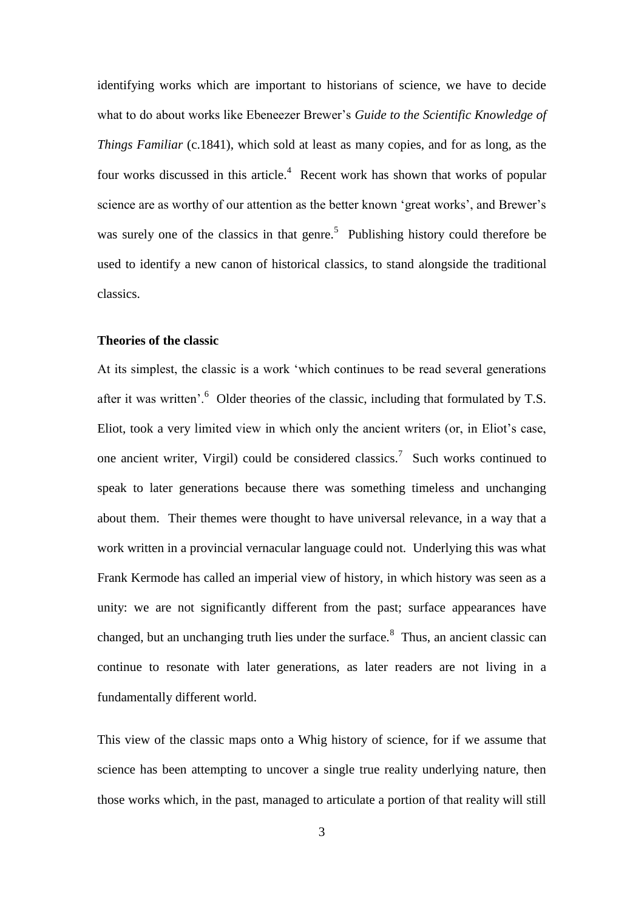identifying works which are important to historians of science, we have to decide what to do about works like Ebeneezer Brewer's *Guide to the Scientific Knowledge of Things Familiar* (c.1841), which sold at least as many copies, and for as long, as the four works discussed in this article.[4] Recent work has shown that works of popular science are as worthy of our attention as the better known 'great works', and Brewer's was surely one of the classics in that genre.[5] Publishing history could therefore be used to identify a new canon of historical classics, to stand alongside the traditional classics.

### Theories of the classic

At its simplest, the classic is a work 'which continues to be read several generations after it was written'.[6] Older theories of the classic, including that formulated by T.S. Eliot, took a very limited view in which only the ancient writers (or, in Eliot's case, one ancient writer, Virgil) could be considered classics.[7] Such works continued to speak to later generations because there was something timeless and unchanging about them. Their themes were thought to have universal relevance, in a way that a work written in a provincial vernacular language could not. Underlying this was what Frank Kermode has called an imperial view of history, in which history was seen as a unity: we are not significantly different from the past; surface appearances have changed, but an unchanging truth lies under the surface.[8] Thus, an ancient classic can continue to resonate with later generations, as later readers are not living in a fundamentally different world.

This view of the classic maps onto a Whig history of science, for if we assume that science has been attempting to uncover a single true reality underlying nature, then those works which, in the past, managed to articulate a portion of that reality will still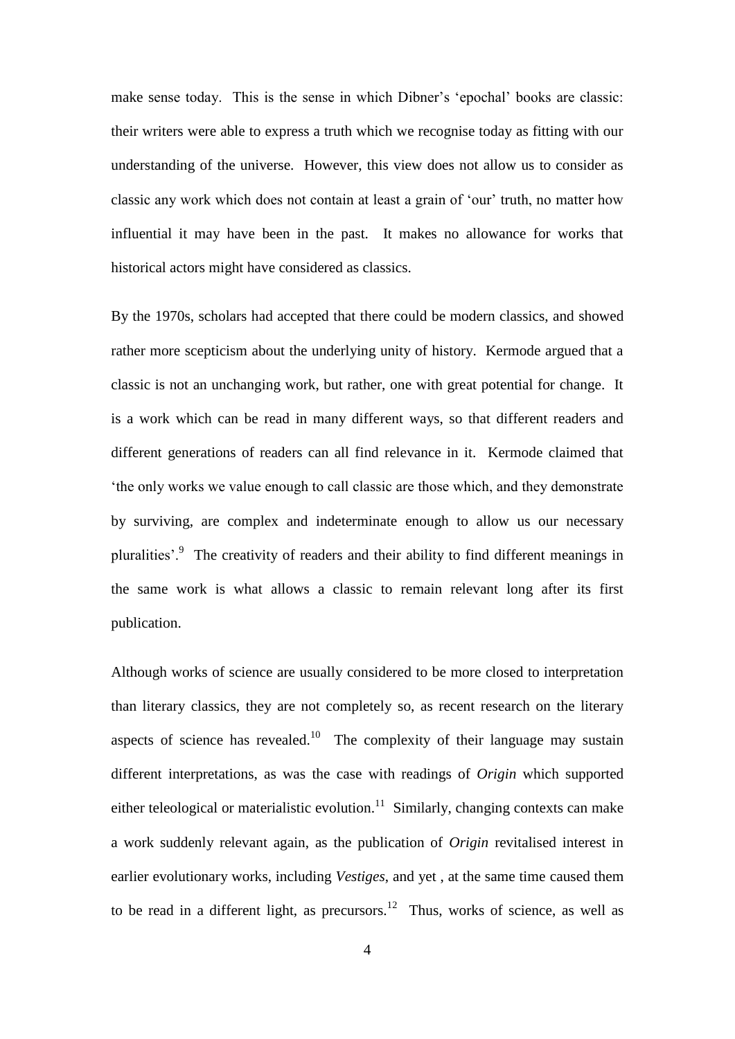make sense today. This is the sense in which Dibner's 'epochal' books are classic: their writers were able to express a truth which we recognise today as fitting with our understanding of the universe. However, this view does not allow us to consider as classic any work which does not contain at least a grain of 'our' truth, no matter how influential it may have been in the past. It makes no allowance for works that historical actors might have considered as classics.

By the 1970s, scholars had accepted that there could be modern classics, and showed rather more scepticism about the underlying unity of history. Kermode argued that a classic is not an unchanging work, but rather, one with great potential for change. It is a work which can be read in many different ways, so that different readers and different generations of readers can all find relevance in it. Kermode claimed that 'the only works we value enough to call classic are those which, and they demonstrate by surviving, are complex and indeterminate enough to allow us our necessary pluralities'.[9] The creativity of readers and their ability to find different meanings in the same work is what allows a classic to remain relevant long after its first publication.

Although works of science are usually considered to be more closed to interpretation than literary classics, they are not completely so, as recent research on the literary aspects of science has revealed.[10] The complexity of their language may sustain different interpretations, as was the case with readings of *Origin* which supported either teleological or materialistic evolution.[11] Similarly, changing contexts can make a work suddenly relevant again, as the publication of *Origin* revitalised interest in earlier evolutionary works, including *Vestiges*, and yet , at the same time caused them to be read in a different light, as precursors.[12] Thus, works of science, as well as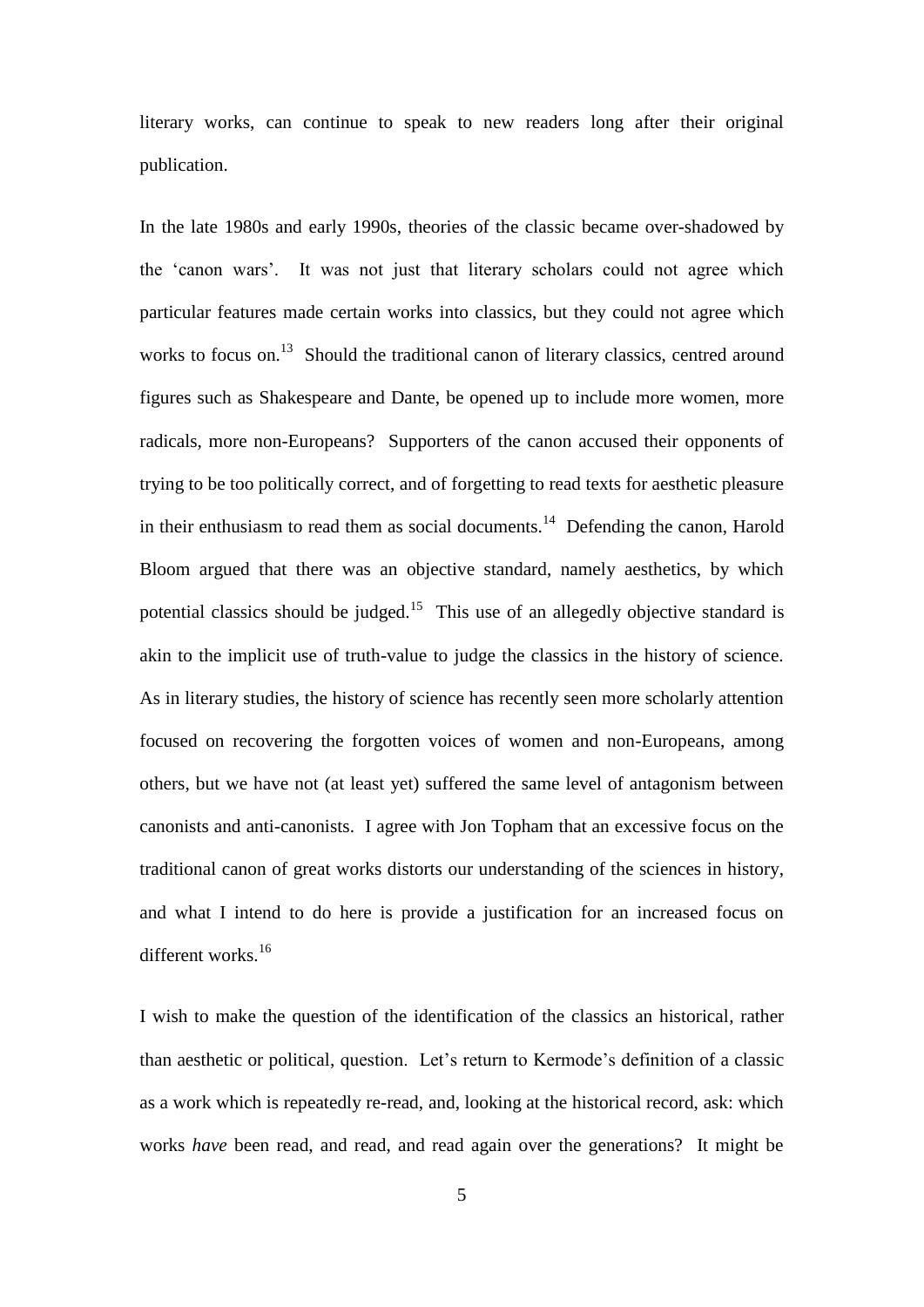literary works, can continue to speak to new readers long after their original publication.

In the late 1980s and early 1990s, theories of the classic became over-shadowed by the 'canon wars'. It was not just that literary scholars could not agree which particular features made certain works into classics, but they could not agree which works to focus on.[13] Should the traditional canon of literary classics, centred around figures such as Shakespeare and Dante, be opened up to include more women, more radicals, more non-Europeans? Supporters of the canon accused their opponents of trying to be too politically correct, and of forgetting to read texts for aesthetic pleasure in their enthusiasm to read them as social documents.[14] Defending the canon, Harold Bloom argued that there was an objective standard, namely aesthetics, by which potential classics should be judged.[15] This use of an allegedly objective standard is akin to the implicit use of truth-value to judge the classics in the history of science. As in literary studies, the history of science has recently seen more scholarly attention focused on recovering the forgotten voices of women and non-Europeans, among others, but we have not (at least yet) suffered the same level of antagonism between canonists and anti-canonists. I agree with Jon Topham that an excessive focus on the traditional canon of great works distorts our understanding of the sciences in history, and what I intend to do here is provide a justification for an increased focus on different works.[16]

I wish to make the question of the identification of the classics an historical, rather than aesthetic or political, question. Let's return to Kermode's definition of a classic as a work which is repeatedly re-read, and, looking at the historical record, ask: which works *have* been read, and read, and read again over the generations? It might be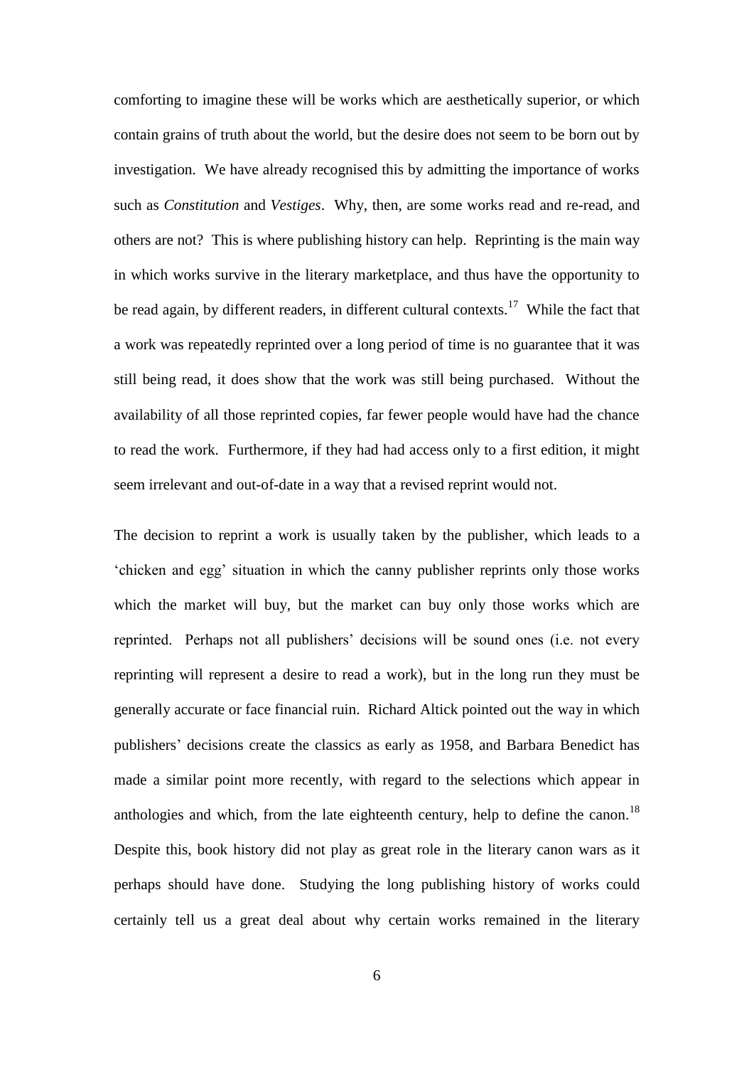comforting to imagine these will be works which are aesthetically superior, or which contain grains of truth about the world, but the desire does not seem to be born out by investigation. We have already recognised this by admitting the importance of works such as *Constitution* and *Vestiges*. Why, then, are some works read and re-read, and others are not? This is where publishing history can help. Reprinting is the main way in which works survive in the literary marketplace, and thus have the opportunity to be read again, by different readers, in different cultural contexts.[17] While the fact that a work was repeatedly reprinted over a long period of time is no guarantee that it was still being read, it does show that the work was still being purchased. Without the availability of all those reprinted copies, far fewer people would have had the chance to read the work. Furthermore, if they had had access only to a first edition, it might seem irrelevant and out-of-date in a way that a revised reprint would not.

The decision to reprint a work is usually taken by the publisher, which leads to a 'chicken and egg' situation in which the canny publisher reprints only those works which the market will buy, but the market can buy only those works which are reprinted. Perhaps not all publishers' decisions will be sound ones (i.e. not every reprinting will represent a desire to read a work), but in the long run they must be generally accurate or face financial ruin. Richard Altick pointed out the way in which publishers' decisions create the classics as early as 1958, and Barbara Benedict has made a similar point more recently, with regard to the selections which appear in anthologies and which, from the late eighteenth century, help to define the canon.[18] Despite this, book history did not play as great role in the literary canon wars as it perhaps should have done. Studying the long publishing history of works could certainly tell us a great deal about why certain works remained in the literary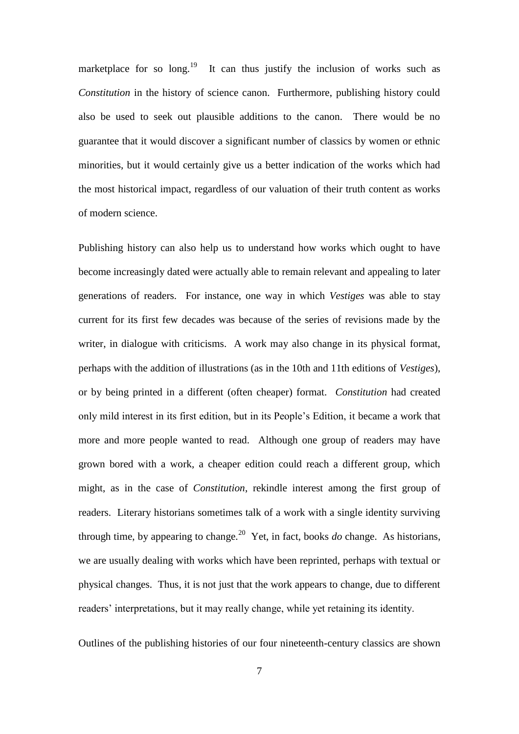marketplace for so long.[19] It can thus justify the inclusion of works such as *Constitution* in the history of science canon. Furthermore, publishing history could also be used to seek out plausible additions to the canon. There would be no guarantee that it would discover a significant number of classics by women or ethnic minorities, but it would certainly give us a better indication of the works which had the most historical impact, regardless of our valuation of their truth content as works of modern science.

Publishing history can also help us to understand how works which ought to have become increasingly dated were actually able to remain relevant and appealing to later generations of readers. For instance, one way in which *Vestiges* was able to stay current for its first few decades was because of the series of revisions made by the writer, in dialogue with criticisms. A work may also change in its physical format, perhaps with the addition of illustrations (as in the 10th and 11th editions of *Vestiges*), or by being printed in a different (often cheaper) format. *Constitution* had created only mild interest in its first edition, but in its People's Edition, it became a work that more and more people wanted to read. Although one group of readers may have grown bored with a work, a cheaper edition could reach a different group, which might, as in the case of *Constitution*, rekindle interest among the first group of readers. Literary historians sometimes talk of a work with a single identity surviving through time, by appearing to change.[20] Yet, in fact, books *do* change. As historians, we are usually dealing with works which have been reprinted, perhaps with textual or physical changes. Thus, it is not just that the work appears to change, due to different readers' interpretations, but it may really change, while yet retaining its identity.

Outlines of the publishing histories of our four nineteenth-century classics are shown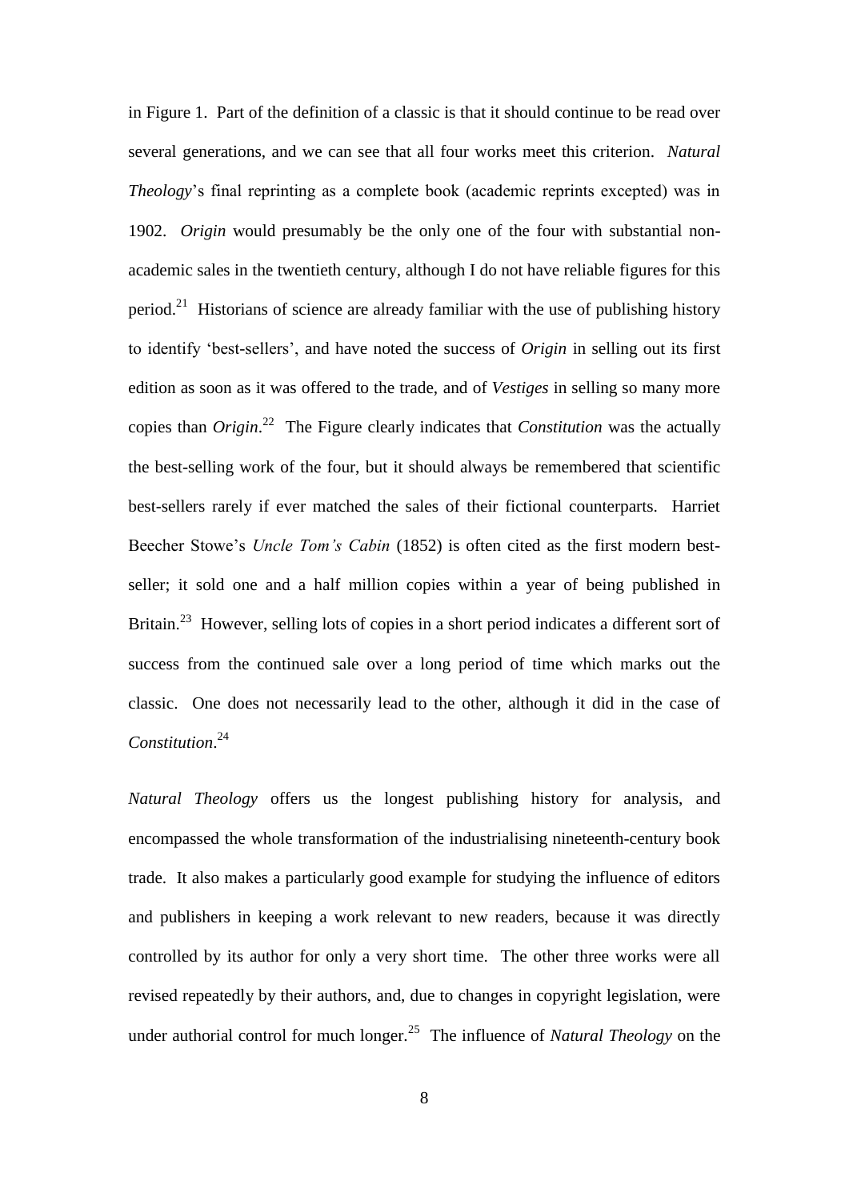in Figure 1. Part of the definition of a classic is that it should continue to be read over several generations, and we can see that all four works meet this criterion. *Natural Theology*'s final reprinting as a complete book (academic reprints excepted) was in 1902. *Origin* would presumably be the only one of the four with substantial non-academic sales in the twentieth century, although I do not have reliable figures for this period.[21] Historians of science are already familiar with the use of publishing history to identify 'best-sellers', and have noted the success of *Origin* in selling out its first edition as soon as it was offered to the trade, and of *Vestiges* in selling so many more copies than *Origin*.[22] The Figure clearly indicates that *Constitution* was the actually the best-selling work of the four, but it should always be remembered that scientific best-sellers rarely if ever matched the sales of their fictional counterparts. Harriet Beecher Stowe's *Uncle Tom's Cabin* (1852) is often cited as the first modern best-seller; it sold one and a half million copies within a year of being published in Britain.[23] However, selling lots of copies in a short period indicates a different sort of success from the continued sale over a long period of time which marks out the classic. One does not necessarily lead to the other, although it did in the case of *Constitution*.[24]

*Natural Theology* offers us the longest publishing history for analysis, and encompassed the whole transformation of the industrialising nineteenth-century book trade. It also makes a particularly good example for studying the influence of editors and publishers in keeping a work relevant to new readers, because it was directly controlled by its author for only a very short time. The other three works were all revised repeatedly by their authors, and, due to changes in copyright legislation, were under authorial control for much longer.[25] The influence of *Natural Theology* on the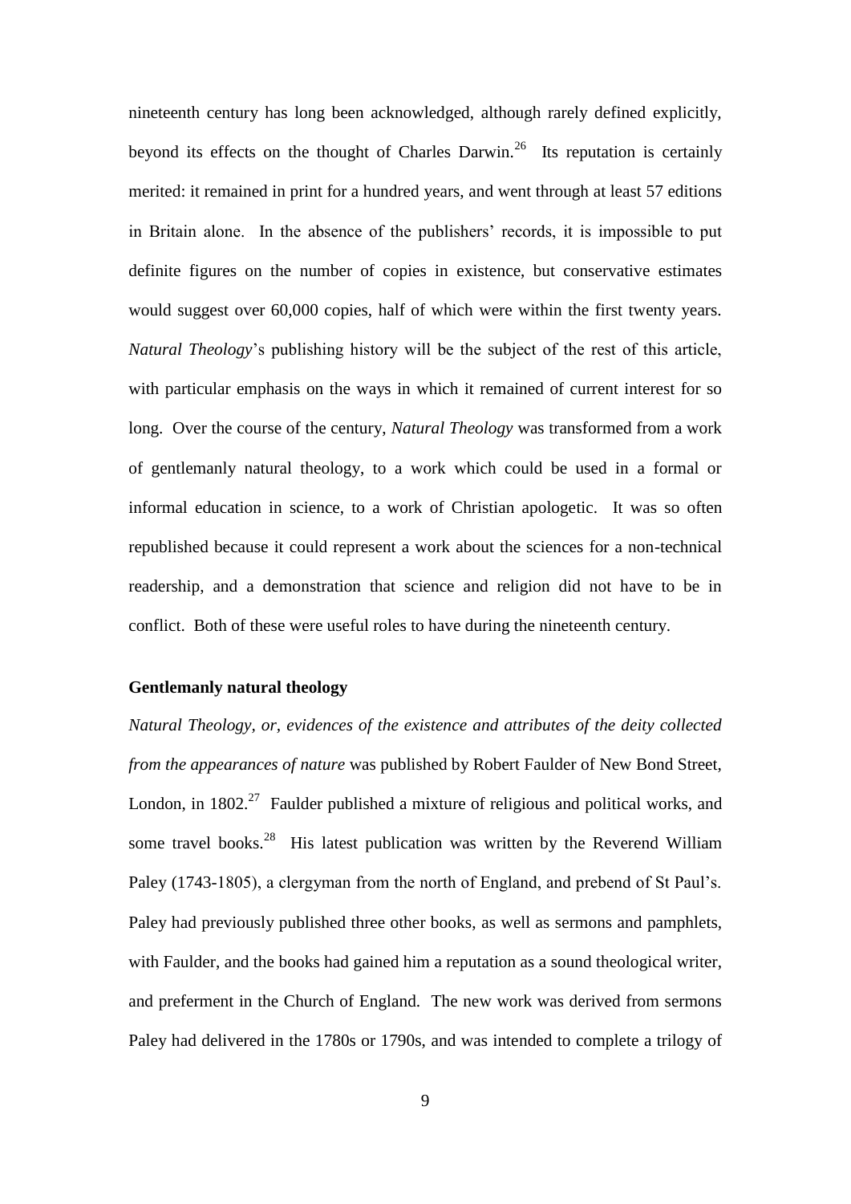nineteenth century has long been acknowledged, although rarely defined explicitly, beyond its effects on the thought of Charles Darwin.[26] Its reputation is certainly merited: it remained in print for a hundred years, and went through at least 57 editions in Britain alone. In the absence of the publishers' records, it is impossible to put definite figures on the number of copies in existence, but conservative estimates would suggest over 60,000 copies, half of which were within the first twenty years. *Natural Theology*'s publishing history will be the subject of the rest of this article, with particular emphasis on the ways in which it remained of current interest for so long. Over the course of the century, *Natural Theology* was transformed from a work of gentlemanly natural theology, to a work which could be used in a formal or informal education in science, to a work of Christian apologetic. It was so often republished because it could represent a work about the sciences for a non-technical readership, and a demonstration that science and religion did not have to be in conflict. Both of these were useful roles to have during the nineteenth century.

**Gentlemanly natural theology**

*Natural Theology, or, evidences of the existence and attributes of the deity collected from the appearances of nature* was published by Robert Faulder of New Bond Street, London, in 1802.[27] Faulder published a mixture of religious and political works, and some travel books.[28] His latest publication was written by the Reverend William Paley (1743-1805), a clergyman from the north of England, and prebend of St Paul's. Paley had previously published three other books, as well as sermons and pamphlets, with Faulder, and the books had gained him a reputation as a sound theological writer, and preferment in the Church of England. The new work was derived from sermons Paley had delivered in the 1780s or 1790s, and was intended to complete a trilogy of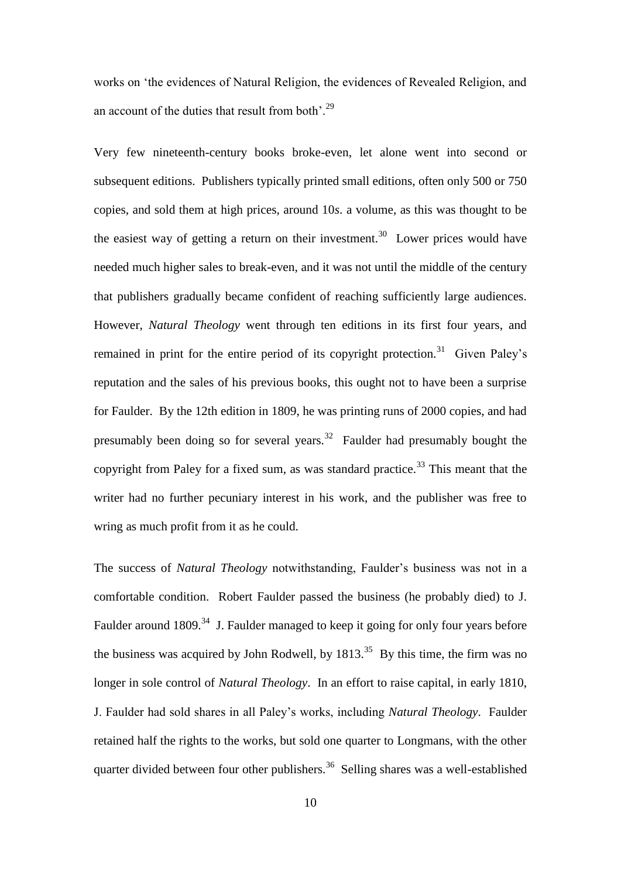works on 'the evidences of Natural Religion, the evidences of Revealed Religion, and an account of the duties that result from both'.[29]

Very few nineteenth-century books broke-even, let alone went into second or subsequent editions. Publishers typically printed small editions, often only 500 or 750 copies, and sold them at high prices, around 10*s*. a volume, as this was thought to be the easiest way of getting a return on their investment.[30] Lower prices would have needed much higher sales to break-even, and it was not until the middle of the century that publishers gradually became confident of reaching sufficiently large audiences. However, *Natural Theology* went through ten editions in its first four years, and remained in print for the entire period of its copyright protection.[31] Given Paley's reputation and the sales of his previous books, this ought not to have been a surprise for Faulder. By the 12th edition in 1809, he was printing runs of 2000 copies, and had presumably been doing so for several years.[32] Faulder had presumably bought the copyright from Paley for a fixed sum, as was standard practice.[33] This meant that the writer had no further pecuniary interest in his work, and the publisher was free to wring as much profit from it as he could.

The success of *Natural Theology* notwithstanding, Faulder's business was not in a comfortable condition. Robert Faulder passed the business (he probably died) to J. Faulder around 1809.[34] J. Faulder managed to keep it going for only four years before the business was acquired by John Rodwell, by 1813.[35] By this time, the firm was no longer in sole control of *Natural Theology*. In an effort to raise capital, in early 1810, J. Faulder had sold shares in all Paley's works, including *Natural Theology*. Faulder retained half the rights to the works, but sold one quarter to Longmans, with the other quarter divided between four other publishers.[36] Selling shares was a well-established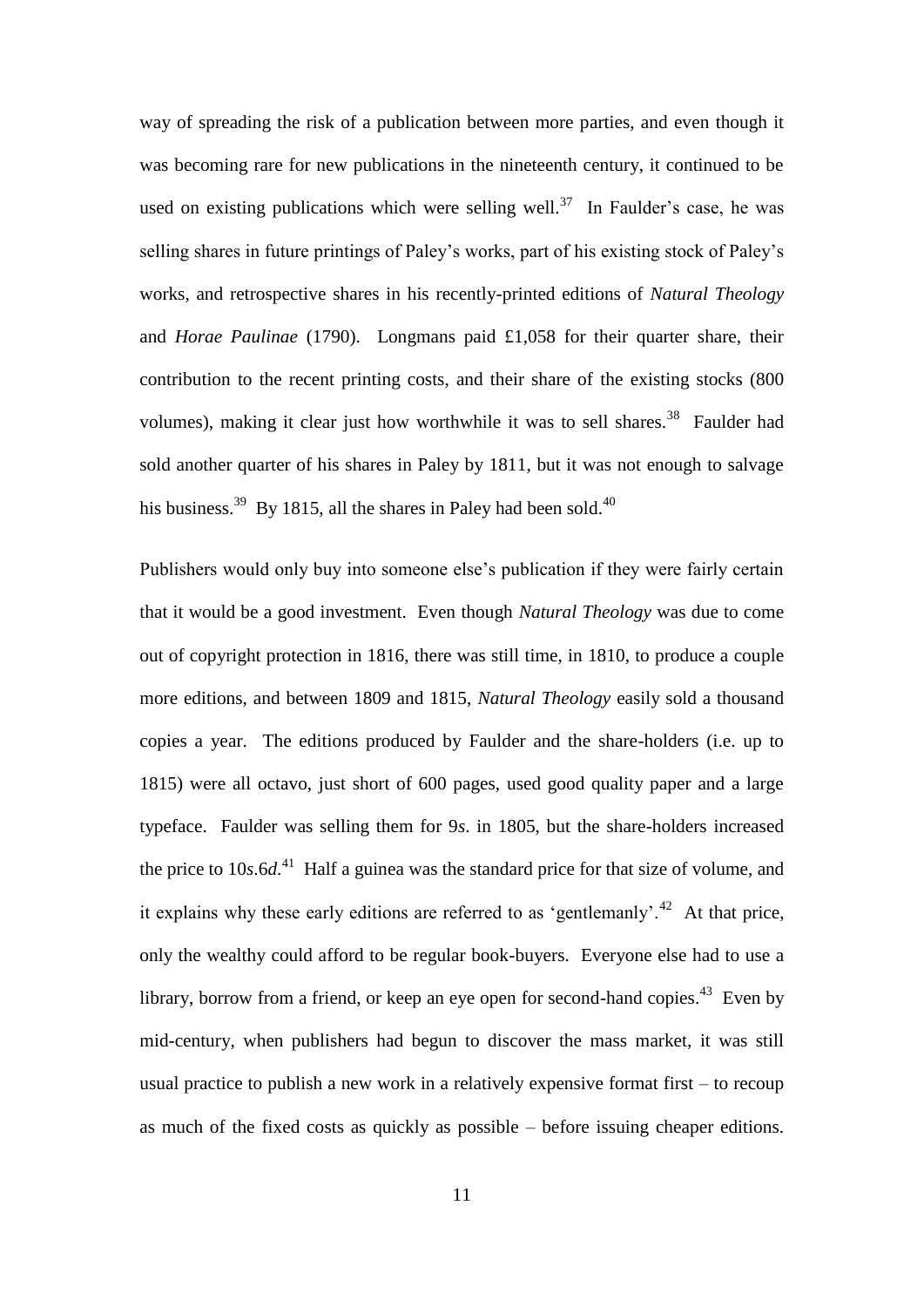way of spreading the risk of a publication between more parties, and even though it was becoming rare for new publications in the nineteenth century, it continued to be used on existing publications which were selling well.[37] In Faulder's case, he was selling shares in future printings of Paley's works, part of his existing stock of Paley's works, and retrospective shares in his recently-printed editions of *Natural Theology* and *Horae Paulinae* (1790). Longmans paid £1,058 for their quarter share, their contribution to the recent printing costs, and their share of the existing stocks (800 volumes), making it clear just how worthwhile it was to sell shares.[38] Faulder had sold another quarter of his shares in Paley by 1811, but it was not enough to salvage his business.[39] By 1815, all the shares in Paley had been sold.[40]

Publishers would only buy into someone else's publication if they were fairly certain that it would be a good investment. Even though *Natural Theology* was due to come out of copyright protection in 1816, there was still time, in 1810, to produce a couple more editions, and between 1809 and 1815, *Natural Theology* easily sold a thousand copies a year. The editions produced by Faulder and the share-holders (i.e. up to 1815) were all octavo, just short of 600 pages, used good quality paper and a large typeface. Faulder was selling them for 9*s*. in 1805, but the share-holders increased the price to 10*s*.6*d*.[41] Half a guinea was the standard price for that size of volume, and it explains why these early editions are referred to as 'gentlemanly'.[42] At that price, only the wealthy could afford to be regular book-buyers. Everyone else had to use a library, borrow from a friend, or keep an eye open for second-hand copies.[43] Even by mid-century, when publishers had begun to discover the mass market, it was still usual practice to publish a new work in a relatively expensive format first – to recoup as much of the fixed costs as quickly as possible – before issuing cheaper editions.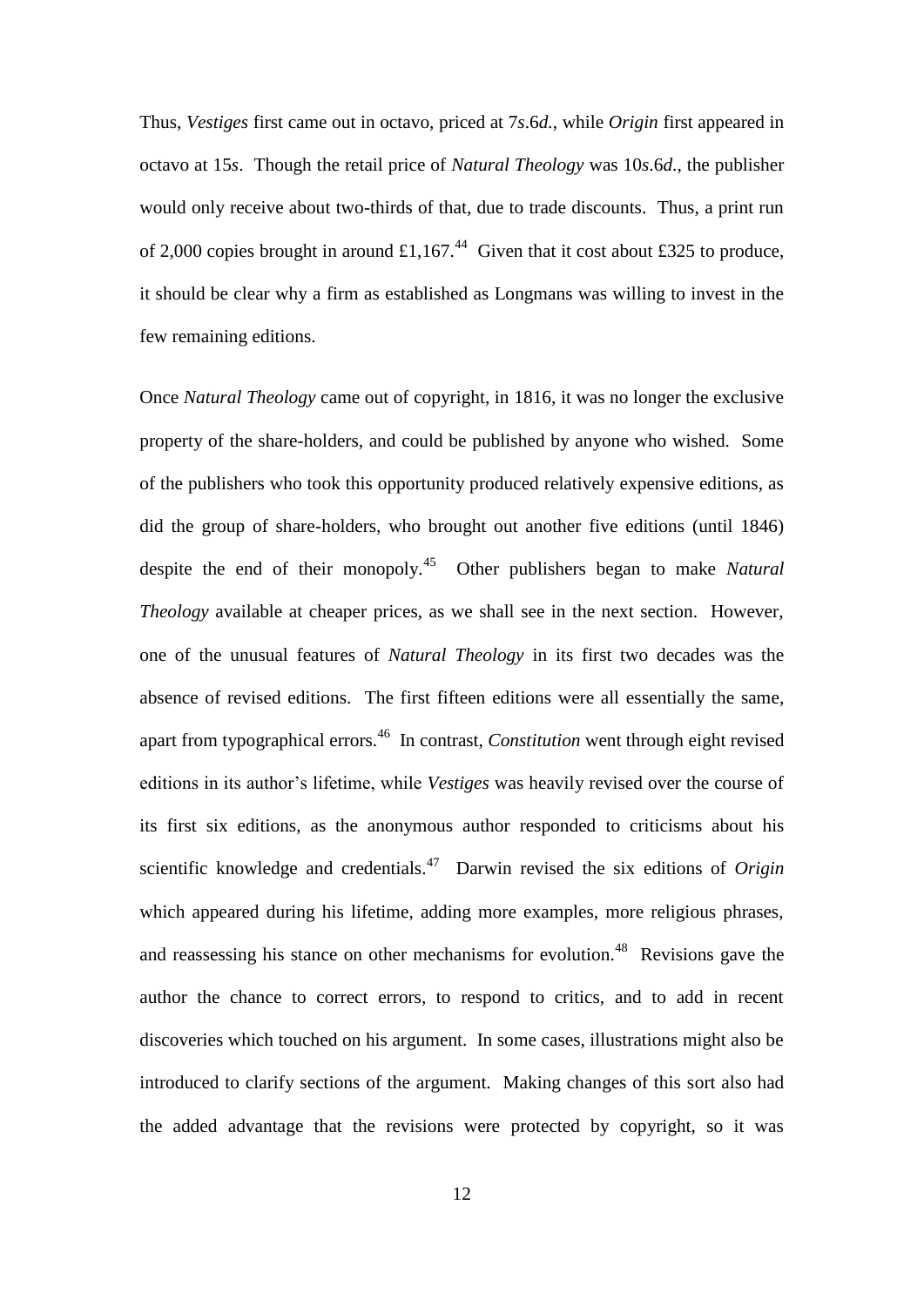Thus, *Vestiges* first came out in octavo, priced at 7*s*.6*d*., while *Origin* first appeared in octavo at 15*s*. Though the retail price of *Natural Theology* was 10*s*.6*d*., the publisher would only receive about two-thirds of that, due to trade discounts. Thus, a print run of 2,000 copies brought in around £1,167.[44] Given that it cost about £325 to produce, it should be clear why a firm as established as Longmans was willing to invest in the few remaining editions.

Once *Natural Theology* came out of copyright, in 1816, it was no longer the exclusive property of the share-holders, and could be published by anyone who wished. Some of the publishers who took this opportunity produced relatively expensive editions, as did the group of share-holders, who brought out another five editions (until 1846) despite the end of their monopoly.[45] Other publishers began to make *Natural Theology* available at cheaper prices, as we shall see in the next section. However, one of the unusual features of *Natural Theology* in its first two decades was the absence of revised editions. The first fifteen editions were all essentially the same, apart from typographical errors.[46] In contrast, *Constitution* went through eight revised editions in its author's lifetime, while *Vestiges* was heavily revised over the course of its first six editions, as the anonymous author responded to criticisms about his scientific knowledge and credentials.[47] Darwin revised the six editions of *Origin* which appeared during his lifetime, adding more examples, more religious phrases, and reassessing his stance on other mechanisms for evolution.[48] Revisions gave the author the chance to correct errors, to respond to critics, and to add in recent discoveries which touched on his argument. In some cases, illustrations might also be introduced to clarify sections of the argument. Making changes of this sort also had the added advantage that the revisions were protected by copyright, so it was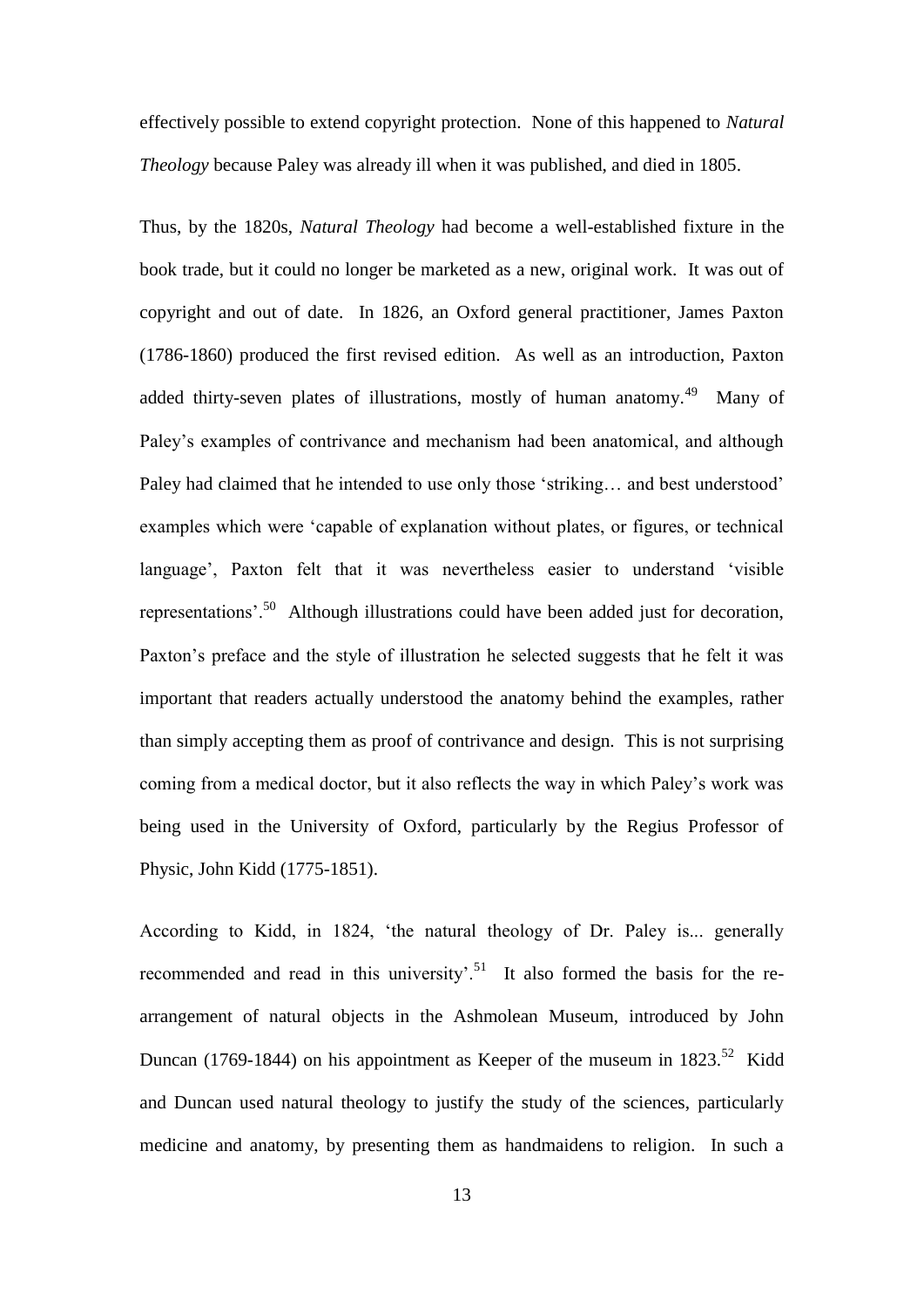effectively possible to extend copyright protection. None of this happened to *Natural Theology* because Paley was already ill when it was published, and died in 1805.

Thus, by the 1820s, *Natural Theology* had become a well-established fixture in the book trade, but it could no longer be marketed as a new, original work. It was out of copyright and out of date. In 1826, an Oxford general practitioner, James Paxton (1786-1860) produced the first revised edition. As well as an introduction, Paxton added thirty-seven plates of illustrations, mostly of human anatomy.[49] Many of Paley's examples of contrivance and mechanism had been anatomical, and although Paley had claimed that he intended to use only those 'striking… and best understood' examples which were 'capable of explanation without plates, or figures, or technical language', Paxton felt that it was nevertheless easier to understand 'visible representations'.[50] Although illustrations could have been added just for decoration, Paxton's preface and the style of illustration he selected suggests that he felt it was important that readers actually understood the anatomy behind the examples, rather than simply accepting them as proof of contrivance and design. This is not surprising coming from a medical doctor, but it also reflects the way in which Paley's work was being used in the University of Oxford, particularly by the Regius Professor of Physic, John Kidd (1775-1851).

According to Kidd, in 1824, 'the natural theology of Dr. Paley is... generally recommended and read in this university'.[51] It also formed the basis for the re-arrangement of natural objects in the Ashmolean Museum, introduced by John Duncan (1769-1844) on his appointment as Keeper of the museum in 1823.[52] Kidd and Duncan used natural theology to justify the study of the sciences, particularly medicine and anatomy, by presenting them as handmaidens to religion. In such a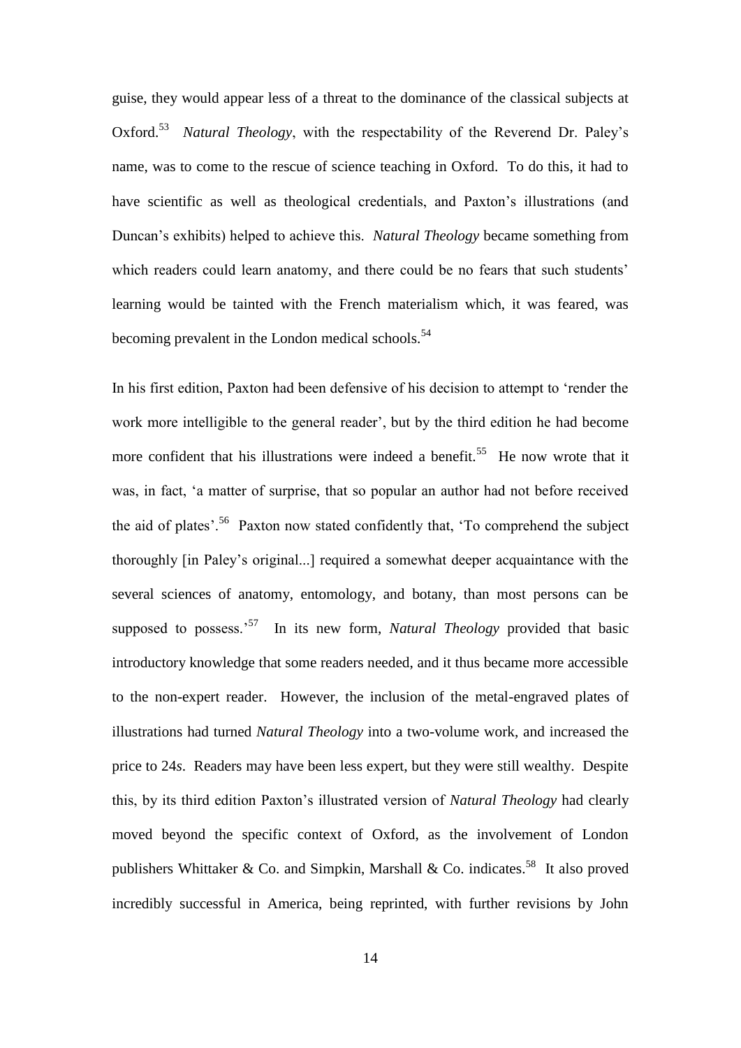guise, they would appear less of a threat to the dominance of the classical subjects at Oxford.[53] *Natural Theology*, with the respectability of the Reverend Dr. Paley's name, was to come to the rescue of science teaching in Oxford. To do this, it had to have scientific as well as theological credentials, and Paxton's illustrations (and Duncan's exhibits) helped to achieve this. *Natural Theology* became something from which readers could learn anatomy, and there could be no fears that such students' learning would be tainted with the French materialism which, it was feared, was becoming prevalent in the London medical schools.[54]

In his first edition, Paxton had been defensive of his decision to attempt to 'render the work more intelligible to the general reader', but by the third edition he had become more confident that his illustrations were indeed a benefit.[55] He now wrote that it was, in fact, 'a matter of surprise, that so popular an author had not before received the aid of plates'.[56] Paxton now stated confidently that, 'To comprehend the subject thoroughly [in Paley's original...] required a somewhat deeper acquaintance with the several sciences of anatomy, entomology, and botany, than most persons can be supposed to possess.'[57] In its new form, *Natural Theology* provided that basic introductory knowledge that some readers needed, and it thus became more accessible to the non-expert reader. However, the inclusion of the metal-engraved plates of illustrations had turned *Natural Theology* into a two-volume work, and increased the price to 24*s*. Readers may have been less expert, but they were still wealthy. Despite this, by its third edition Paxton's illustrated version of *Natural Theology* had clearly moved beyond the specific context of Oxford, as the involvement of London publishers Whittaker & Co. and Simpkin, Marshall & Co. indicates.[58] It also proved incredibly successful in America, being reprinted, with further revisions by John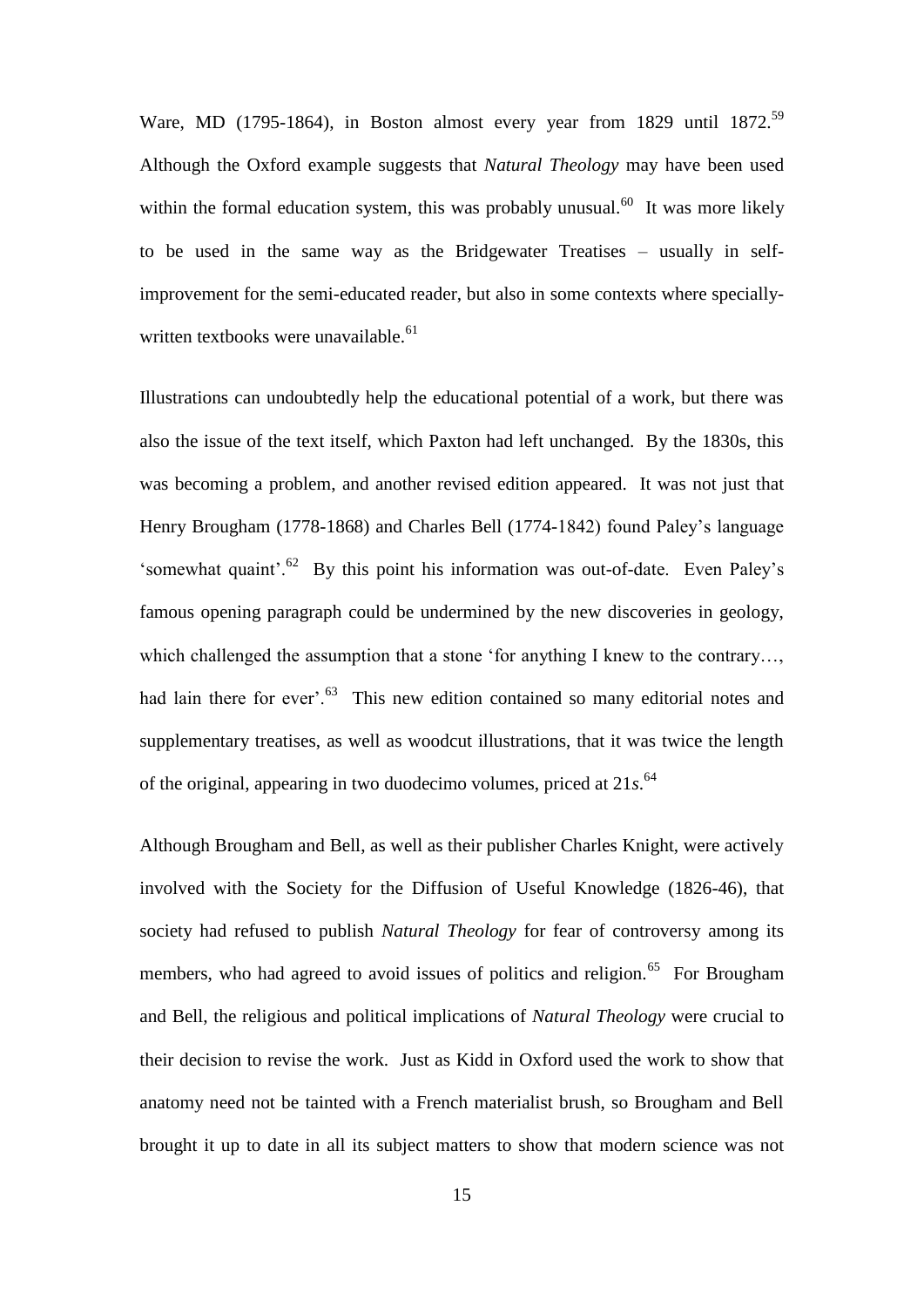Ware, MD (1795-1864), in Boston almost every year from 1829 until 1872.[59] Although the Oxford example suggests that *Natural Theology* may have been used within the formal education system, this was probably unusual.[60] It was more likely to be used in the same way as the Bridgewater Treatises – usually in self-improvement for the semi-educated reader, but also in some contexts where specially-written textbooks were unavailable.[61]

Illustrations can undoubtedly help the educational potential of a work, but there was also the issue of the text itself, which Paxton had left unchanged. By the 1830s, this was becoming a problem, and another revised edition appeared. It was not just that Henry Brougham (1778-1868) and Charles Bell (1774-1842) found Paley's language 'somewhat quaint'.[62] By this point his information was out-of-date. Even Paley's famous opening paragraph could be undermined by the new discoveries in geology, which challenged the assumption that a stone 'for anything I knew to the contrary…, had lain there for ever'.[63] This new edition contained so many editorial notes and supplementary treatises, as well as woodcut illustrations, that it was twice the length of the original, appearing in two duodecimo volumes, priced at 21*s*.[64]

Although Brougham and Bell, as well as their publisher Charles Knight, were actively involved with the Society for the Diffusion of Useful Knowledge (1826-46), that society had refused to publish *Natural Theology* for fear of controversy among its members, who had agreed to avoid issues of politics and religion.[65] For Brougham and Bell, the religious and political implications of *Natural Theology* were crucial to their decision to revise the work. Just as Kidd in Oxford used the work to show that anatomy need not be tainted with a French materialist brush, so Brougham and Bell brought it up to date in all its subject matters to show that modern science was not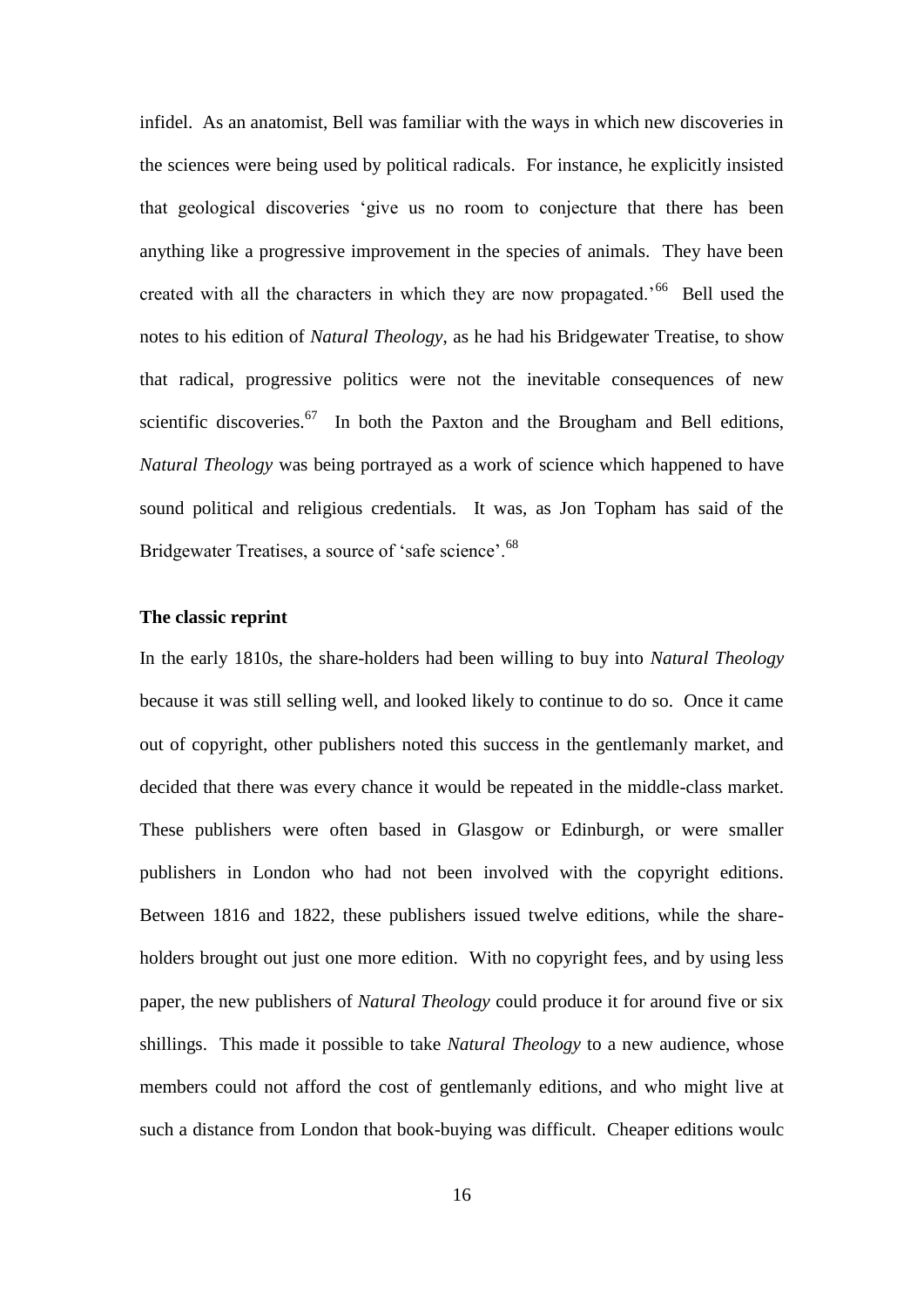infidel. As an anatomist, Bell was familiar with the ways in which new discoveries in the sciences were being used by political radicals. For instance, he explicitly insisted that geological discoveries 'give us no room to conjecture that there has been anything like a progressive improvement in the species of animals. They have been created with all the characters in which they are now propagated.'[66] Bell used the notes to his edition of *Natural Theology*, as he had his Bridgewater Treatise, to show that radical, progressive politics were not the inevitable consequences of new scientific discoveries.[67] In both the Paxton and the Brougham and Bell editions, *Natural Theology* was being portrayed as a work of science which happened to have sound political and religious credentials. It was, as Jon Topham has said of the Bridgewater Treatises, a source of 'safe science'.[68]

**The classic reprint**

In the early 1810s, the share-holders had been willing to buy into *Natural Theology* because it was still selling well, and looked likely to continue to do so. Once it came out of copyright, other publishers noted this success in the gentlemanly market, and decided that there was every chance it would be repeated in the middle-class market. These publishers were often based in Glasgow or Edinburgh, or were smaller publishers in London who had not been involved with the copyright editions. Between 1816 and 1822, these publishers issued twelve editions, while the share-holders brought out just one more edition. With no copyright fees, and by using less paper, the new publishers of *Natural Theology* could produce it for around five or six shillings. This made it possible to take *Natural Theology* to a new audience, whose members could not afford the cost of gentlemanly editions, and who might live at such a distance from London that book-buying was difficult. Cheaper editions woulc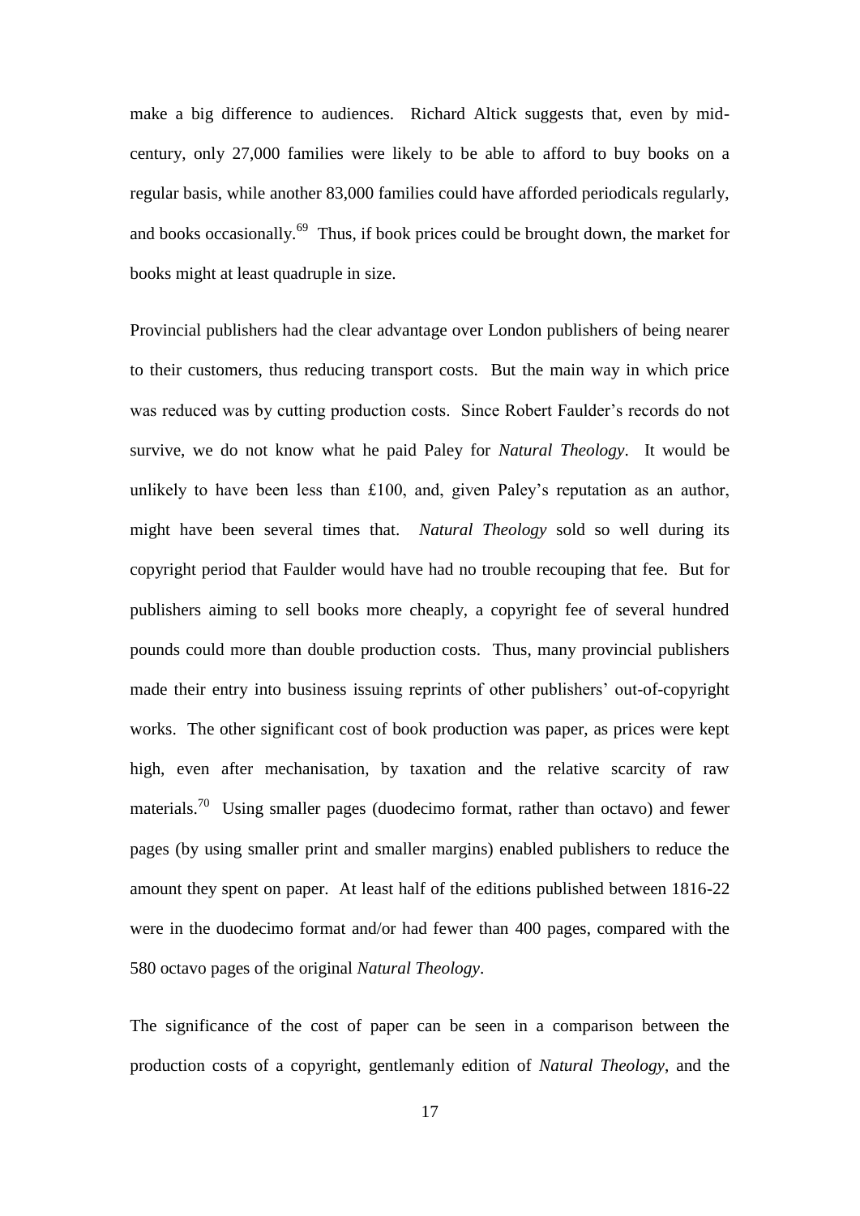make a big difference to audiences. Richard Altick suggests that, even by mid-century, only 27,000 families were likely to be able to afford to buy books on a regular basis, while another 83,000 families could have afforded periodicals regularly, and books occasionally.[69] Thus, if book prices could be brought down, the market for books might at least quadruple in size.

Provincial publishers had the clear advantage over London publishers of being nearer to their customers, thus reducing transport costs. But the main way in which price was reduced was by cutting production costs. Since Robert Faulder's records do not survive, we do not know what he paid Paley for *Natural Theology*. It would be unlikely to have been less than £100, and, given Paley's reputation as an author, might have been several times that. *Natural Theology* sold so well during its copyright period that Faulder would have had no trouble recouping that fee. But for publishers aiming to sell books more cheaply, a copyright fee of several hundred pounds could more than double production costs. Thus, many provincial publishers made their entry into business issuing reprints of other publishers' out-of-copyright works. The other significant cost of book production was paper, as prices were kept high, even after mechanisation, by taxation and the relative scarcity of raw materials.[70] Using smaller pages (duodecimo format, rather than octavo) and fewer pages (by using smaller print and smaller margins) enabled publishers to reduce the amount they spent on paper. At least half of the editions published between 1816-22 were in the duodecimo format and/or had fewer than 400 pages, compared with the 580 octavo pages of the original *Natural Theology*.

The significance of the cost of paper can be seen in a comparison between the production costs of a copyright, gentlemanly edition of *Natural Theology*, and the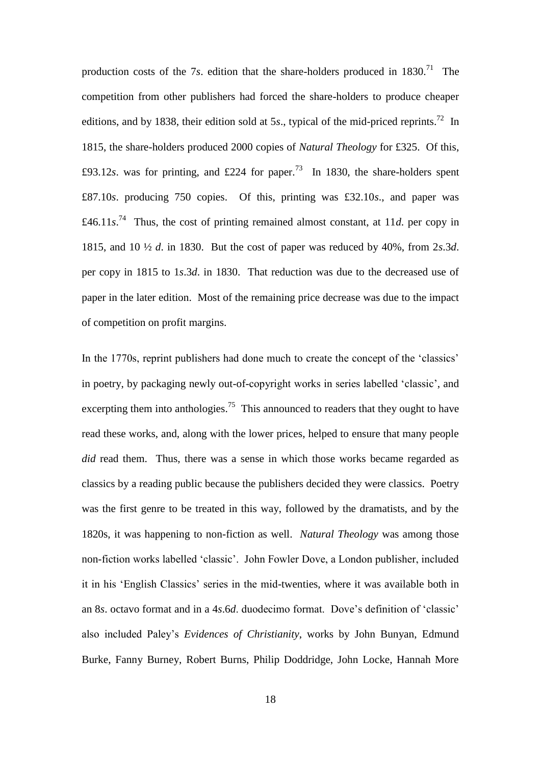production costs of the 7*s*. edition that the share-holders produced in 1830.[71] The competition from other publishers had forced the share-holders to produce cheaper editions, and by 1838, their edition sold at 5*s*., typical of the mid-priced reprints.[72] In 1815, the share-holders produced 2000 copies of *Natural Theology* for £325. Of this, £93.12*s*. was for printing, and £224 for paper.[73] In 1830, the share-holders spent £87.10*s*. producing 750 copies. Of this, printing was £32.10*s*., and paper was £46.11*s*.[74] Thus, the cost of printing remained almost constant, at 11*d*. per copy in 1815, and 10 ½ *d*. in 1830. But the cost of paper was reduced by 40%, from 2*s*.3*d*. per copy in 1815 to 1*s*.3*d*. in 1830. That reduction was due to the decreased use of paper in the later edition. Most of the remaining price decrease was due to the impact of competition on profit margins.

In the 1770s, reprint publishers had done much to create the concept of the 'classics' in poetry, by packaging newly out-of-copyright works in series labelled 'classic', and excerpting them into anthologies.[75] This announced to readers that they ought to have read these works, and, along with the lower prices, helped to ensure that many people *did* read them. Thus, there was a sense in which those works became regarded as classics by a reading public because the publishers decided they were classics. Poetry was the first genre to be treated in this way, followed by the dramatists, and by the 1820s, it was happening to non-fiction as well. *Natural Theology* was among those non-fiction works labelled 'classic'. John Fowler Dove, a London publisher, included it in his 'English Classics' series in the mid-twenties, where it was available both in an 8*s*. octavo format and in a 4*s*.6*d*. duodecimo format. Dove's definition of 'classic' also included Paley's *Evidences of Christianity*, works by John Bunyan, Edmund Burke, Fanny Burney, Robert Burns, Philip Doddridge, John Locke, Hannah More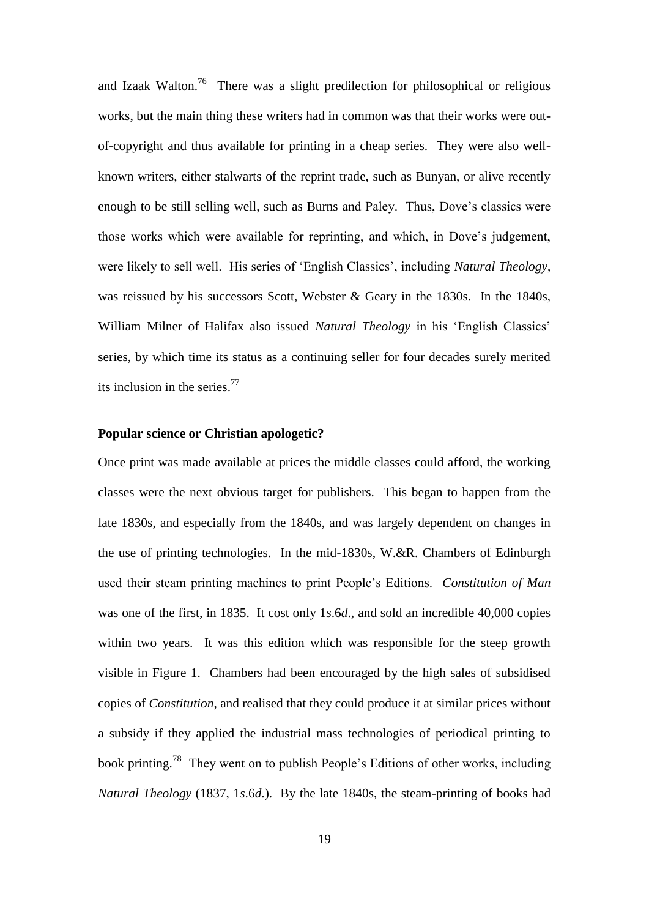and Izaak Walton.[76] There was a slight predilection for philosophical or religious works, but the main thing these writers had in common was that their works were out-of-copyright and thus available for printing in a cheap series. They were also well-known writers, either stalwarts of the reprint trade, such as Bunyan, or alive recently enough to be still selling well, such as Burns and Paley. Thus, Dove's classics were those works which were available for reprinting, and which, in Dove's judgement, were likely to sell well. His series of 'English Classics', including *Natural Theology*, was reissued by his successors Scott, Webster & Geary in the 1830s. In the 1840s, William Milner of Halifax also issued *Natural Theology* in his 'English Classics' series, by which time its status as a continuing seller for four decades surely merited its inclusion in the series.[77]

**Popular science or Christian apologetic?**

Once print was made available at prices the middle classes could afford, the working classes were the next obvious target for publishers. This began to happen from the late 1830s, and especially from the 1840s, and was largely dependent on changes in the use of printing technologies. In the mid-1830s, W.&R. Chambers of Edinburgh used their steam printing machines to print People's Editions. *Constitution of Man* was one of the first, in 1835. It cost only 1*s*.6*d*., and sold an incredible 40,000 copies within two years. It was this edition which was responsible for the steep growth visible in Figure 1. Chambers had been encouraged by the high sales of subsidised copies of *Constitution*, and realised that they could produce it at similar prices without a subsidy if they applied the industrial mass technologies of periodical printing to book printing.[78] They went on to publish People's Editions of other works, including *Natural Theology* (1837, 1*s*.6*d*.). By the late 1840s, the steam-printing of books had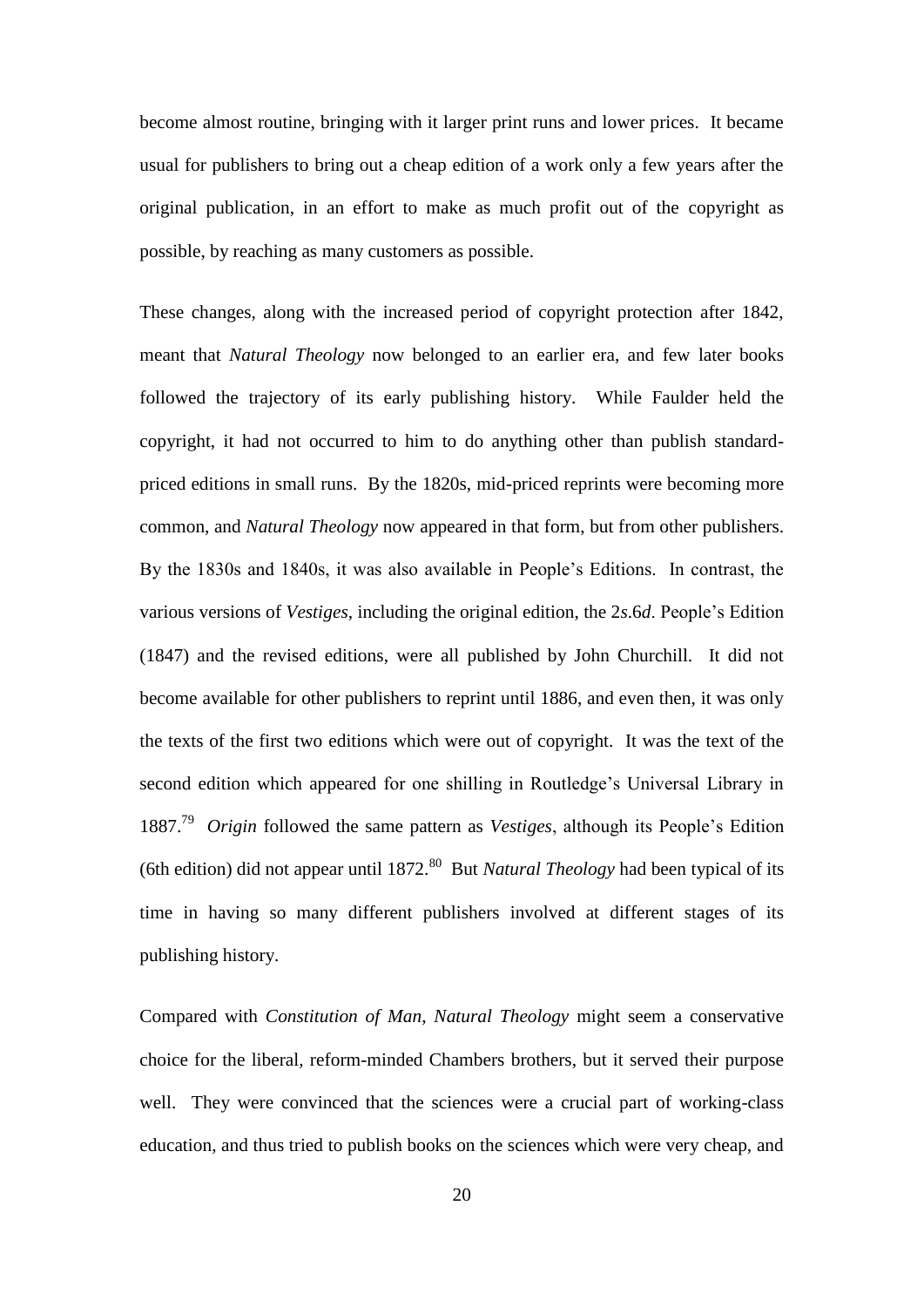become almost routine, bringing with it larger print runs and lower prices. It became usual for publishers to bring out a cheap edition of a work only a few years after the original publication, in an effort to make as much profit out of the copyright as possible, by reaching as many customers as possible.

These changes, along with the increased period of copyright protection after 1842, meant that *Natural Theology* now belonged to an earlier era, and few later books followed the trajectory of its early publishing history. While Faulder held the copyright, it had not occurred to him to do anything other than publish standard-priced editions in small runs. By the 1820s, mid-priced reprints were becoming more common, and *Natural Theology* now appeared in that form, but from other publishers. By the 1830s and 1840s, it was also available in People's Editions. In contrast, the various versions of *Vestiges*, including the original edition, the 2*s*.6*d*. People's Edition (1847) and the revised editions, were all published by John Churchill. It did not become available for other publishers to reprint until 1886, and even then, it was only the texts of the first two editions which were out of copyright. It was the text of the second edition which appeared for one shilling in Routledge's Universal Library in 1887.[79] *Origin* followed the same pattern as *Vestiges*, although its People's Edition (6th edition) did not appear until 1872.[80] But *Natural Theology* had been typical of its time in having so many different publishers involved at different stages of its publishing history.

Compared with *Constitution of Man*, *Natural Theology* might seem a conservative choice for the liberal, reform-minded Chambers brothers, but it served their purpose well. They were convinced that the sciences were a crucial part of working-class education, and thus tried to publish books on the sciences which were very cheap, and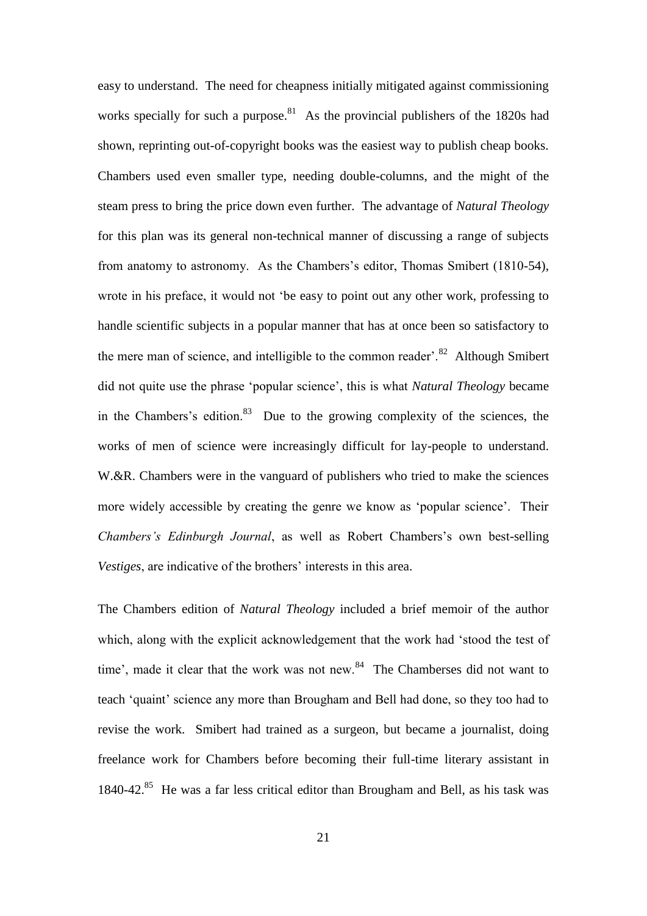easy to understand. The need for cheapness initially mitigated against commissioning works specially for such a purpose.[81] As the provincial publishers of the 1820s had shown, reprinting out-of-copyright books was the easiest way to publish cheap books. Chambers used even smaller type, needing double-columns, and the might of the steam press to bring the price down even further. The advantage of *Natural Theology* for this plan was its general non-technical manner of discussing a range of subjects from anatomy to astronomy. As the Chambers's editor, Thomas Smibert (1810-54), wrote in his preface, it would not 'be easy to point out any other work, professing to handle scientific subjects in a popular manner that has at once been so satisfactory to the mere man of science, and intelligible to the common reader'.[82] Although Smibert did not quite use the phrase 'popular science', this is what *Natural Theology* became in the Chambers's edition.[83] Due to the growing complexity of the sciences, the works of men of science were increasingly difficult for lay-people to understand. W.&R. Chambers were in the vanguard of publishers who tried to make the sciences more widely accessible by creating the genre we know as 'popular science'. Their *Chambers's Edinburgh Journal*, as well as Robert Chambers's own best-selling *Vestiges*, are indicative of the brothers' interests in this area.

The Chambers edition of *Natural Theology* included a brief memoir of the author which, along with the explicit acknowledgement that the work had 'stood the test of time', made it clear that the work was not new.[84] The Chamberses did not want to teach 'quaint' science any more than Brougham and Bell had done, so they too had to revise the work. Smibert had trained as a surgeon, but became a journalist, doing freelance work for Chambers before becoming their full-time literary assistant in 1840-42.[85] He was a far less critical editor than Brougham and Bell, as his task was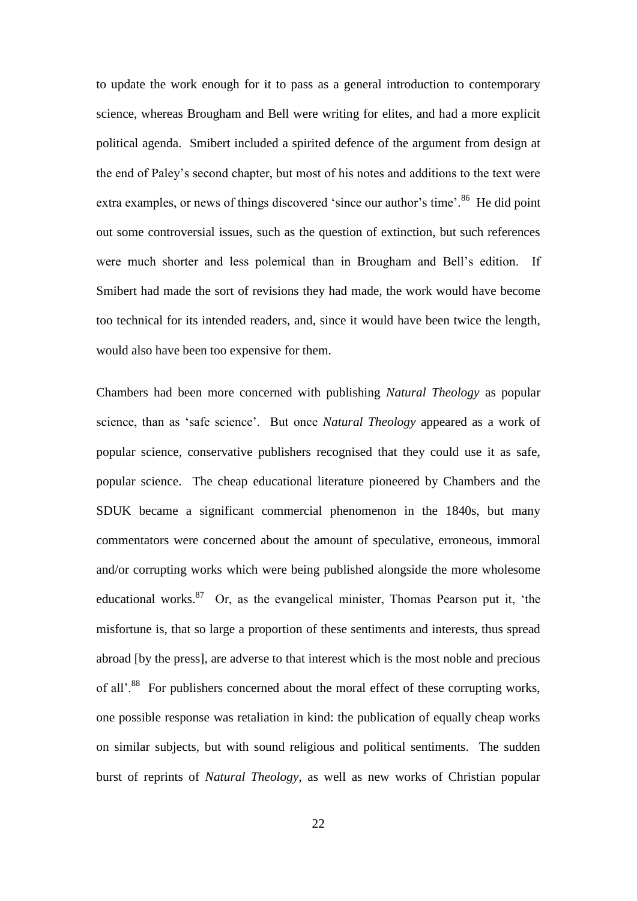to update the work enough for it to pass as a general introduction to contemporary science, whereas Brougham and Bell were writing for elites, and had a more explicit political agenda. Smibert included a spirited defence of the argument from design at the end of Paley's second chapter, but most of his notes and additions to the text were extra examples, or news of things discovered 'since our author's time'.[86] He did point out some controversial issues, such as the question of extinction, but such references were much shorter and less polemical than in Brougham and Bell's edition. If Smibert had made the sort of revisions they had made, the work would have become too technical for its intended readers, and, since it would have been twice the length, would also have been too expensive for them.

Chambers had been more concerned with publishing *Natural Theology* as popular science, than as 'safe science'. But once *Natural Theology* appeared as a work of popular science, conservative publishers recognised that they could use it as safe, popular science. The cheap educational literature pioneered by Chambers and the SDUK became a significant commercial phenomenon in the 1840s, but many commentators were concerned about the amount of speculative, erroneous, immoral and/or corrupting works which were being published alongside the more wholesome educational works.[87] Or, as the evangelical minister, Thomas Pearson put it, 'the misfortune is, that so large a proportion of these sentiments and interests, thus spread abroad [by the press], are adverse to that interest which is the most noble and precious of all'.[88] For publishers concerned about the moral effect of these corrupting works, one possible response was retaliation in kind: the publication of equally cheap works on similar subjects, but with sound religious and political sentiments. The sudden burst of reprints of *Natural Theology*, as well as new works of Christian popular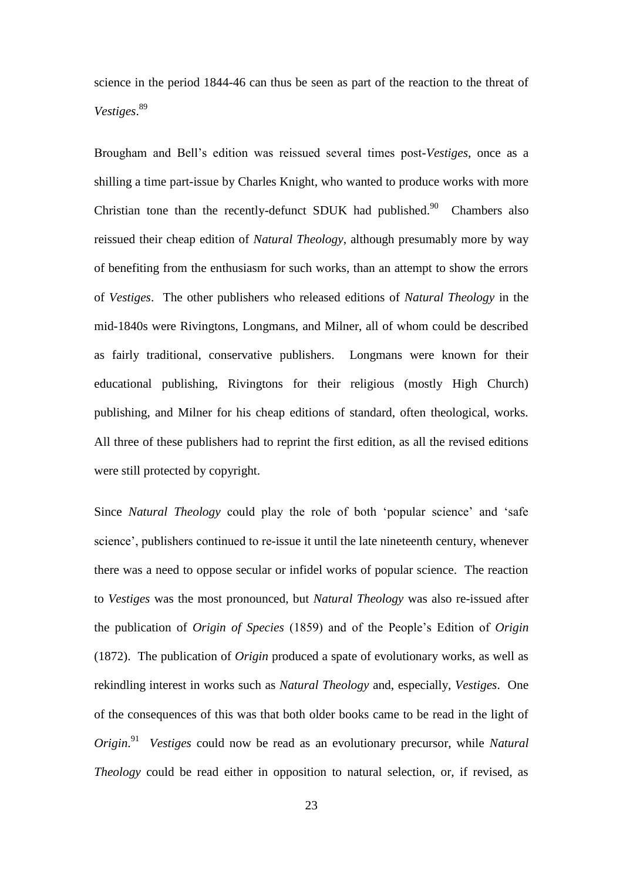science in the period 1844-46 can thus be seen as part of the reaction to the threat of *Vestiges*.[89]

Brougham and Bell's edition was reissued several times post-*Vestiges*, once as a shilling a time part-issue by Charles Knight, who wanted to produce works with more Christian tone than the recently-defunct SDUK had published.[90] Chambers also reissued their cheap edition of *Natural Theology*, although presumably more by way of benefiting from the enthusiasm for such works, than an attempt to show the errors of *Vestiges*. The other publishers who released editions of *Natural Theology* in the mid-1840s were Rivingtons, Longmans, and Milner, all of whom could be described as fairly traditional, conservative publishers. Longmans were known for their educational publishing, Rivingtons for their religious (mostly High Church) publishing, and Milner for his cheap editions of standard, often theological, works. All three of these publishers had to reprint the first edition, as all the revised editions were still protected by copyright.

Since *Natural Theology* could play the role of both 'popular science' and 'safe science', publishers continued to re-issue it until the late nineteenth century, whenever there was a need to oppose secular or infidel works of popular science. The reaction to *Vestiges* was the most pronounced, but *Natural Theology* was also re-issued after the publication of *Origin of Species* (1859) and of the People's Edition of *Origin* (1872). The publication of *Origin* produced a spate of evolutionary works, as well as rekindling interest in works such as *Natural Theology* and, especially, *Vestiges*. One of the consequences of this was that both older books came to be read in the light of *Origin*.[91] *Vestiges* could now be read as an evolutionary precursor, while *Natural Theology* could be read either in opposition to natural selection, or, if revised, as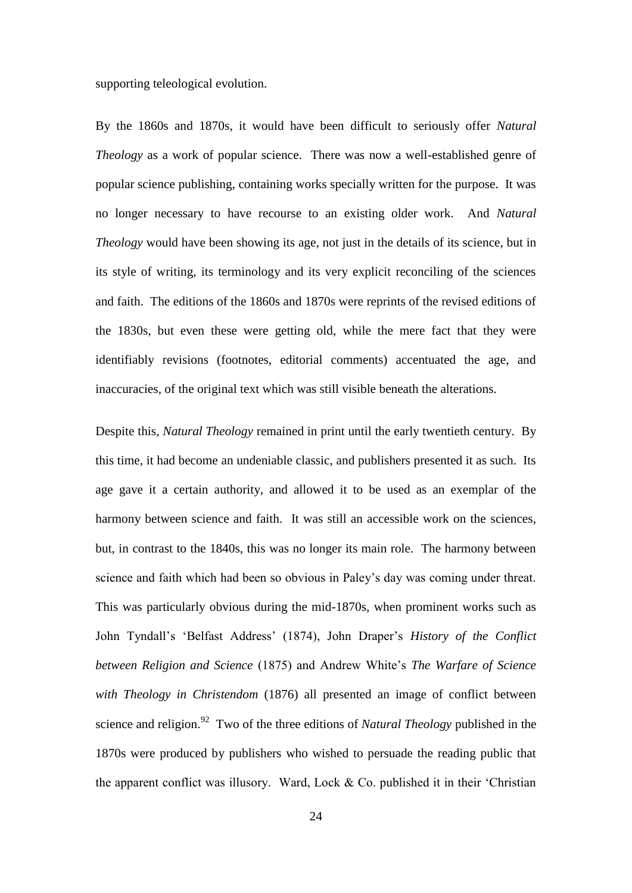supporting teleological evolution.

By the 1860s and 1870s, it would have been difficult to seriously offer *Natural Theology* as a work of popular science. There was now a well-established genre of popular science publishing, containing works specially written for the purpose. It was no longer necessary to have recourse to an existing older work. And *Natural Theology* would have been showing its age, not just in the details of its science, but in its style of writing, its terminology and its very explicit reconciling of the sciences and faith. The editions of the 1860s and 1870s were reprints of the revised editions of the 1830s, but even these were getting old, while the mere fact that they were identifiably revisions (footnotes, editorial comments) accentuated the age, and inaccuracies, of the original text which was still visible beneath the alterations.

Despite this, *Natural Theology* remained in print until the early twentieth century. By this time, it had become an undeniable classic, and publishers presented it as such. Its age gave it a certain authority, and allowed it to be used as an exemplar of the harmony between science and faith. It was still an accessible work on the sciences, but, in contrast to the 1840s, this was no longer its main role. The harmony between science and faith which had been so obvious in Paley's day was coming under threat. This was particularly obvious during the mid-1870s, when prominent works such as John Tyndall's 'Belfast Address' (1874), John Draper's *History of the Conflict between Religion and Science* (1875) and Andrew White's *The Warfare of Science with Theology in Christendom* (1876) all presented an image of conflict between science and religion.[92] Two of the three editions of *Natural Theology* published in the 1870s were produced by publishers who wished to persuade the reading public that the apparent conflict was illusory. Ward, Lock & Co. published it in their 'Christian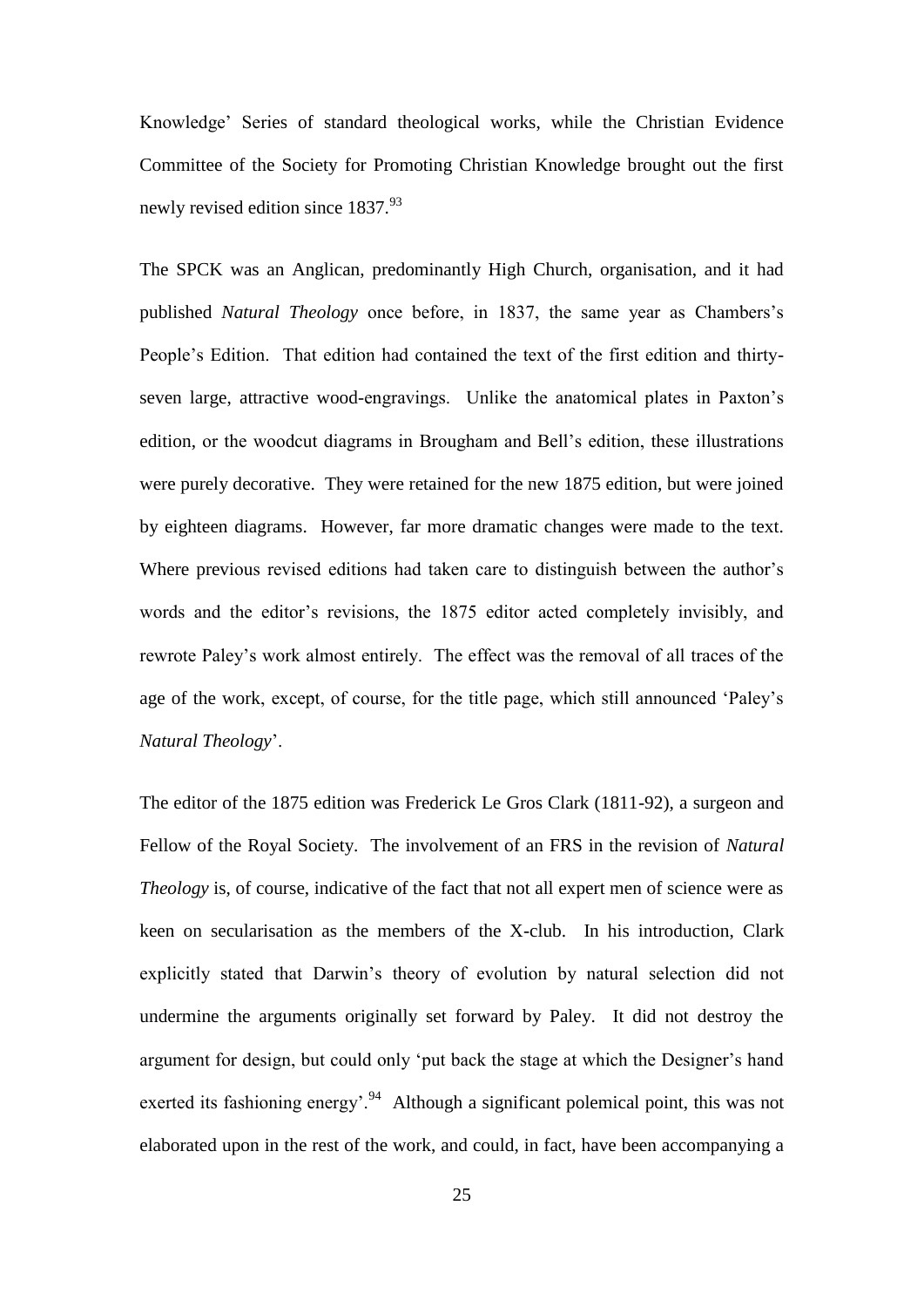Knowledge' Series of standard theological works, while the Christian Evidence Committee of the Society for Promoting Christian Knowledge brought out the first newly revised edition since 1837.[93]

The SPCK was an Anglican, predominantly High Church, organisation, and it had published *Natural Theology* once before, in 1837, the same year as Chambers's People's Edition. That edition had contained the text of the first edition and thirty-seven large, attractive wood-engravings. Unlike the anatomical plates in Paxton's edition, or the woodcut diagrams in Brougham and Bell's edition, these illustrations were purely decorative. They were retained for the new 1875 edition, but were joined by eighteen diagrams. However, far more dramatic changes were made to the text. Where previous revised editions had taken care to distinguish between the author's words and the editor's revisions, the 1875 editor acted completely invisibly, and rewrote Paley's work almost entirely. The effect was the removal of all traces of the age of the work, except, of course, for the title page, which still announced 'Paley's *Natural Theology*'.

The editor of the 1875 edition was Frederick Le Gros Clark (1811-92), a surgeon and Fellow of the Royal Society. The involvement of an FRS in the revision of *Natural Theology* is, of course, indicative of the fact that not all expert men of science were as keen on secularisation as the members of the X-club. In his introduction, Clark explicitly stated that Darwin's theory of evolution by natural selection did not undermine the arguments originally set forward by Paley. It did not destroy the argument for design, but could only 'put back the stage at which the Designer's hand exerted its fashioning energy'.[94] Although a significant polemical point, this was not elaborated upon in the rest of the work, and could, in fact, have been accompanying a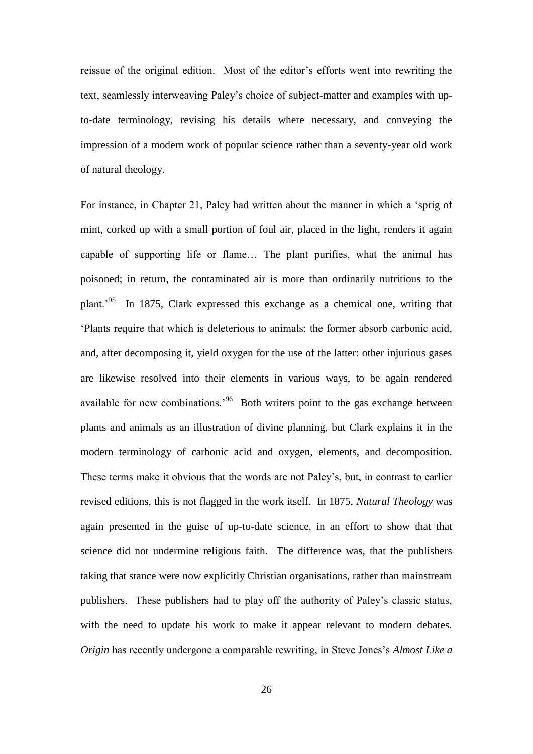reissue of the original edition. Most of the editor's efforts went into rewriting the text, seamlessly interweaving Paley's choice of subject-matter and examples with up-to-date terminology, revising his details where necessary, and conveying the impression of a modern work of popular science rather than a seventy-year old work of natural theology.

For instance, in Chapter 21, Paley had written about the manner in which a 'sprig of mint, corked up with a small portion of foul air, placed in the light, renders it again capable of supporting life or flame… The plant purifies, what the animal has poisoned; in return, the contaminated air is more than ordinarily nutritious to the plant.'[95] In 1875, Clark expressed this exchange as a chemical one, writing that 'Plants require that which is deleterious to animals: the former absorb carbonic acid, and, after decomposing it, yield oxygen for the use of the latter: other injurious gases are likewise resolved into their elements in various ways, to be again rendered available for new combinations.'[96] Both writers point to the gas exchange between plants and animals as an illustration of divine planning, but Clark explains it in the modern terminology of carbonic acid and oxygen, elements, and decomposition. These terms make it obvious that the words are not Paley's, but, in contrast to earlier revised editions, this is not flagged in the work itself. In 1875, *Natural Theology* was again presented in the guise of up-to-date science, in an effort to show that that science did not undermine religious faith. The difference was, that the publishers taking that stance were now explicitly Christian organisations, rather than mainstream publishers. These publishers had to play off the authority of Paley's classic status, with the need to update his work to make it appear relevant to modern debates. *Origin* has recently undergone a comparable rewriting, in Steve Jones's *Almost Like a*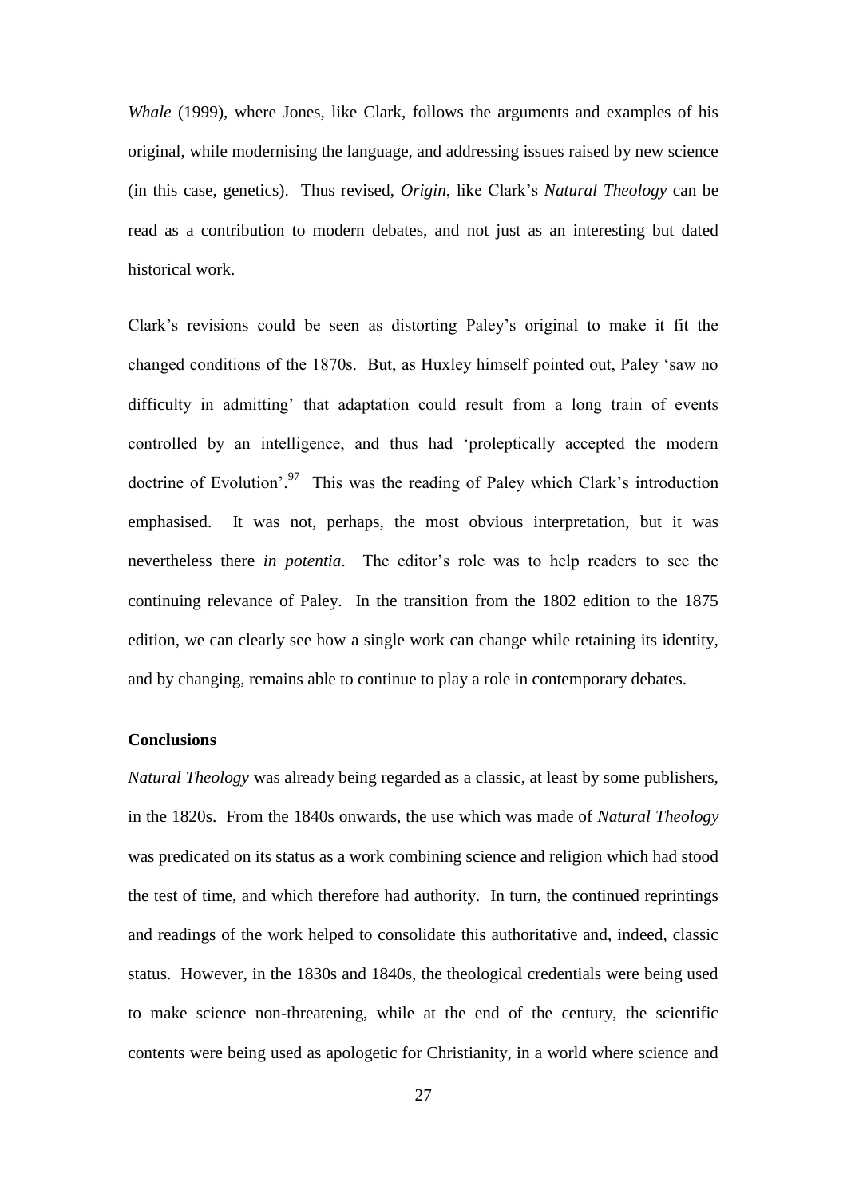*Whale* (1999), where Jones, like Clark, follows the arguments and examples of his original, while modernising the language, and addressing issues raised by new science (in this case, genetics). Thus revised, *Origin*, like Clark's *Natural Theology* can be read as a contribution to modern debates, and not just as an interesting but dated historical work.

Clark's revisions could be seen as distorting Paley's original to make it fit the changed conditions of the 1870s. But, as Huxley himself pointed out, Paley 'saw no difficulty in admitting' that adaptation could result from a long train of events controlled by an intelligence, and thus had 'proleptically accepted the modern doctrine of Evolution'.[97] This was the reading of Paley which Clark's introduction emphasised. It was not, perhaps, the most obvious interpretation, but it was nevertheless there *in potentia*. The editor's role was to help readers to see the continuing relevance of Paley. In the transition from the 1802 edition to the 1875 edition, we can clearly see how a single work can change while retaining its identity, and by changing, remains able to continue to play a role in contemporary debates.

**Conclusions**

*Natural Theology* was already being regarded as a classic, at least by some publishers, in the 1820s. From the 1840s onwards, the use which was made of *Natural Theology* was predicated on its status as a work combining science and religion which had stood the test of time, and which therefore had authority. In turn, the continued reprintings and readings of the work helped to consolidate this authoritative and, indeed, classic status. However, in the 1830s and 1840s, the theological credentials were being used to make science non-threatening, while at the end of the century, the scientific contents were being used as apologetic for Christianity, in a world where science and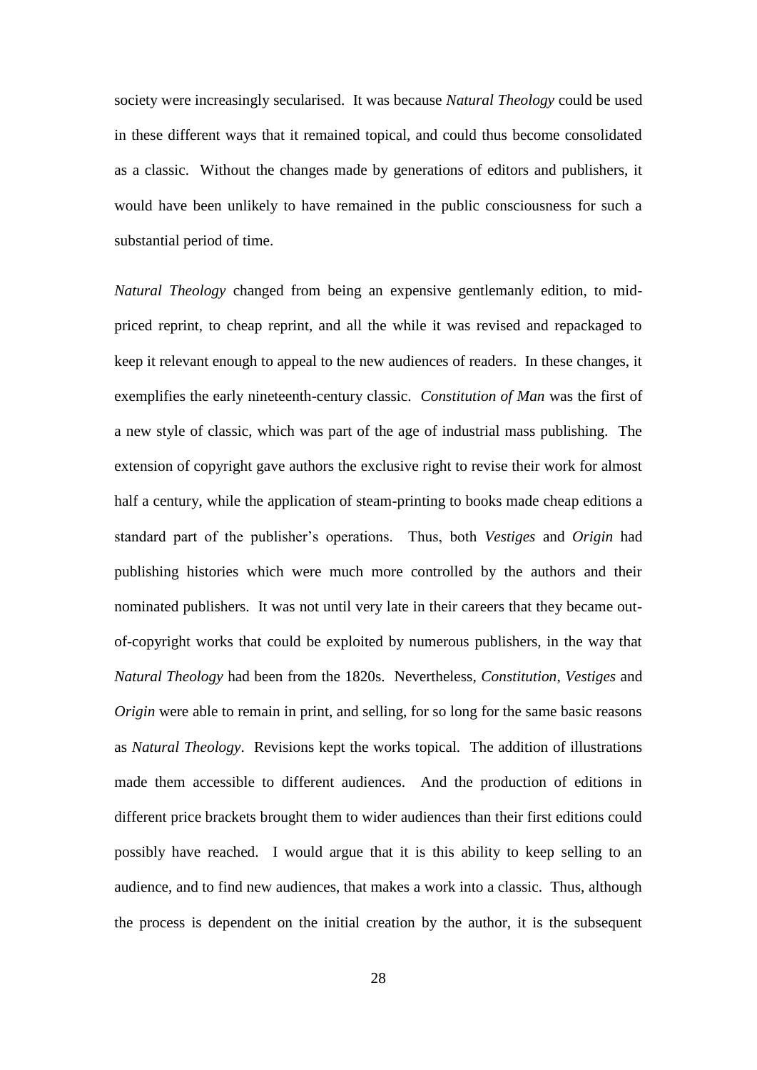society were increasingly secularised. It was because *Natural Theology* could be used in these different ways that it remained topical, and could thus become consolidated as a classic. Without the changes made by generations of editors and publishers, it would have been unlikely to have remained in the public consciousness for such a substantial period of time.

*Natural Theology* changed from being an expensive gentlemanly edition, to mid-priced reprint, to cheap reprint, and all the while it was revised and repackaged to keep it relevant enough to appeal to the new audiences of readers. In these changes, it exemplifies the early nineteenth-century classic. *Constitution of Man* was the first of a new style of classic, which was part of the age of industrial mass publishing. The extension of copyright gave authors the exclusive right to revise their work for almost half a century, while the application of steam-printing to books made cheap editions a standard part of the publisher's operations. Thus, both *Vestiges* and *Origin* had publishing histories which were much more controlled by the authors and their nominated publishers. It was not until very late in their careers that they became out-of-copyright works that could be exploited by numerous publishers, in the way that *Natural Theology* had been from the 1820s. Nevertheless, *Constitution*, *Vestiges* and *Origin* were able to remain in print, and selling, for so long for the same basic reasons as *Natural Theology*. Revisions kept the works topical. The addition of illustrations made them accessible to different audiences. And the production of editions in different price brackets brought them to wider audiences than their first editions could possibly have reached. I would argue that it is this ability to keep selling to an audience, and to find new audiences, that makes a work into a classic. Thus, although the process is dependent on the initial creation by the author, it is the subsequent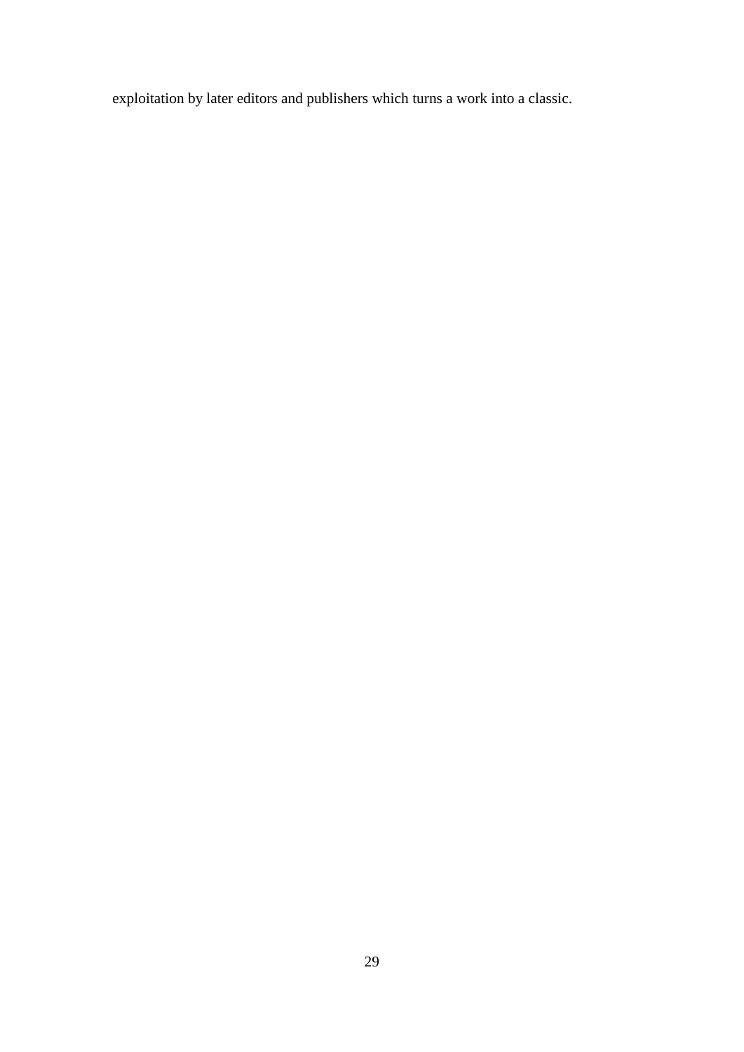exploitation by later editors and publishers which turns a work into a classic.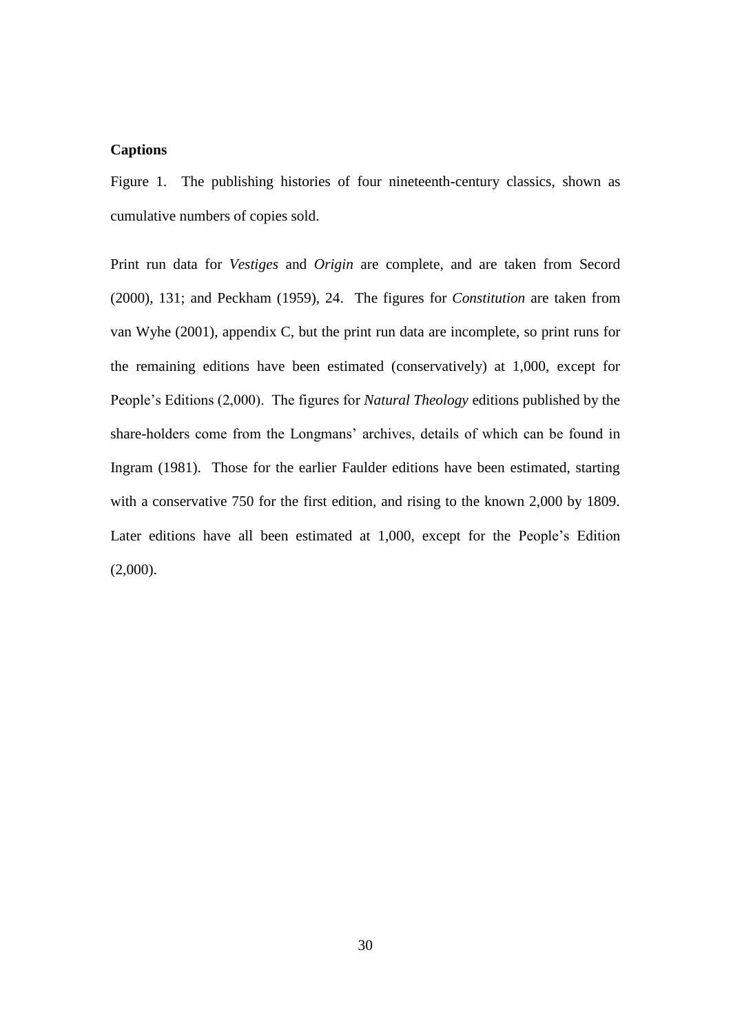**Captions**

Figure 1. The publishing histories of four nineteenth-century classics, shown as cumulative numbers of copies sold.

Print run data for *Vestiges* and *Origin* are complete, and are taken from Secord (2000), 131; and Peckham (1959), 24. The figures for *Constitution* are taken from van Wyhe (2001), appendix C, but the print run data are incomplete, so print runs for the remaining editions have been estimated (conservatively) at 1,000, except for People's Editions (2,000). The figures for *Natural Theology* editions published by the share-holders come from the Longmans' archives, details of which can be found in Ingram (1981). Those for the earlier Faulder editions have been estimated, starting with a conservative 750 for the first edition, and rising to the known 2,000 by 1809. Later editions have all been estimated at 1,000, except for the People's Edition (2,000).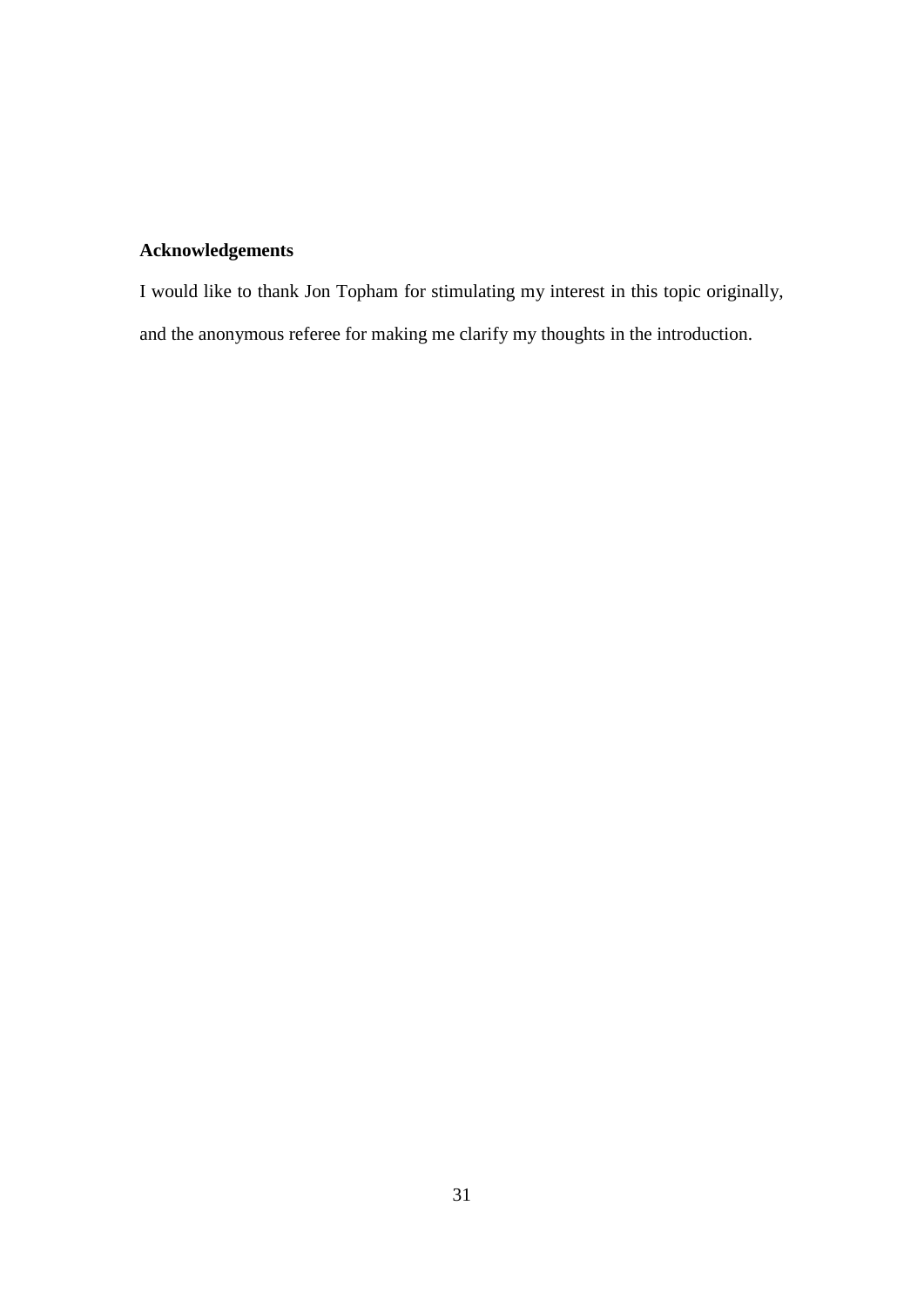**Acknowledgements**

I would like to thank Jon Topham for stimulating my interest in this topic originally, and the anonymous referee for making me clarify my thoughts in the introduction.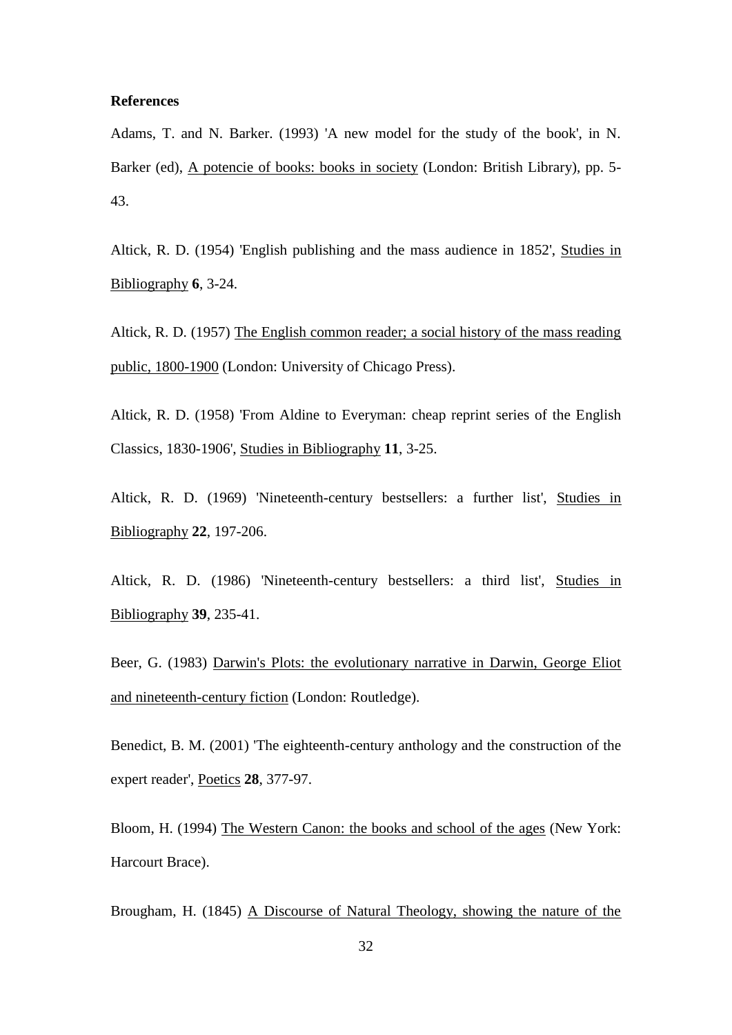**References**

Adams, T. and N. Barker. (1993) 'A new model for the study of the book', in N. Barker (ed), A potencie of books: books in society (London: British Library), pp. 5-43.

Altick, R. D. (1954) 'English publishing and the mass audience in 1852', Studies in Bibliography **6**, 3-24.

Altick, R. D. (1957) The English common reader; a social history of the mass reading public, 1800-1900 (London: University of Chicago Press).

Altick, R. D. (1958) 'From Aldine to Everyman: cheap reprint series of the English Classics, 1830-1906', Studies in Bibliography **11**, 3-25.

Altick, R. D. (1969) 'Nineteenth-century bestsellers: a further list', Studies in Bibliography **22**, 197-206.

Altick, R. D. (1986) 'Nineteenth-century bestsellers: a third list', Studies in Bibliography **39**, 235-41.

Beer, G. (1983) Darwin's Plots: the evolutionary narrative in Darwin, George Eliot and nineteenth-century fiction (London: Routledge).

Benedict, B. M. (2001) 'The eighteenth-century anthology and the construction of the expert reader', Poetics **28**, 377-97.

Bloom, H. (1994) The Western Canon: the books and school of the ages (New York: Harcourt Brace).

Brougham, H. (1845) A Discourse of Natural Theology, showing the nature of the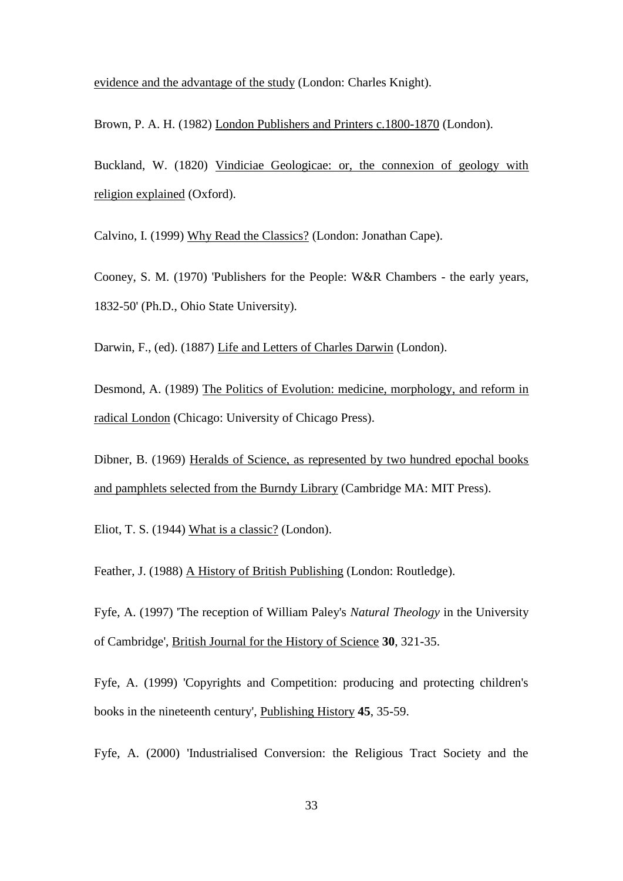evidence and the advantage of the study (London: Charles Knight).

Brown, P. A. H. (1982) London Publishers and Printers c.1800-1870 (London).

Buckland, W. (1820) Vindiciae Geologicae: or, the connexion of geology with religion explained (Oxford).

Calvino, I. (1999) Why Read the Classics? (London: Jonathan Cape).

Cooney, S. M. (1970) 'Publishers for the People: W&R Chambers - the early years, 1832-50' (Ph.D., Ohio State University).

Darwin, F., (ed). (1887) Life and Letters of Charles Darwin (London).

Desmond, A. (1989) The Politics of Evolution: medicine, morphology, and reform in radical London (Chicago: University of Chicago Press).

Dibner, B. (1969) Heralds of Science, as represented by two hundred epochal books and pamphlets selected from the Burndy Library (Cambridge MA: MIT Press).

Eliot, T. S. (1944) What is a classic? (London).

Feather, J. (1988) A History of British Publishing (London: Routledge).

Fyfe, A. (1997) 'The reception of William Paley's *Natural Theology* in the University of Cambridge', British Journal for the History of Science **30**, 321-35.

Fyfe, A. (1999) 'Copyrights and Competition: producing and protecting children's books in the nineteenth century', Publishing History **45**, 35-59.

Fyfe, A. (2000) 'Industrialised Conversion: the Religious Tract Society and the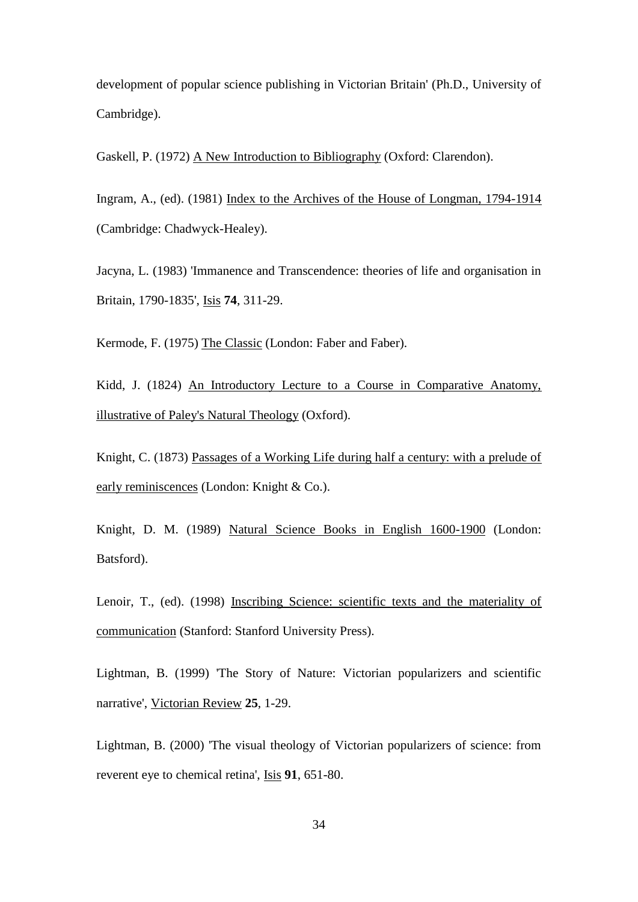development of popular science publishing in Victorian Britain' (Ph.D., University of Cambridge).

Gaskell, P. (1972) A New Introduction to Bibliography (Oxford: Clarendon).

Ingram, A., (ed). (1981) Index to the Archives of the House of Longman, 1794-1914 (Cambridge: Chadwyck-Healey).

Jacyna, L. (1983) 'Immanence and Transcendence: theories of life and organisation in Britain, 1790-1835', Isis **74**, 311-29.

Kermode, F. (1975) The Classic (London: Faber and Faber).

Kidd, J. (1824) An Introductory Lecture to a Course in Comparative Anatomy, illustrative of Paley's Natural Theology (Oxford).

Knight, C. (1873) Passages of a Working Life during half a century: with a prelude of early reminiscences (London: Knight & Co.).

Knight, D. M. (1989) Natural Science Books in English 1600-1900 (London: Batsford).

Lenoir, T., (ed). (1998) Inscribing Science: scientific texts and the materiality of communication (Stanford: Stanford University Press).

Lightman, B. (1999) 'The Story of Nature: Victorian popularizers and scientific narrative', Victorian Review **25**, 1-29.

Lightman, B. (2000) 'The visual theology of Victorian popularizers of science: from reverent eye to chemical retina', Isis **91**, 651-80.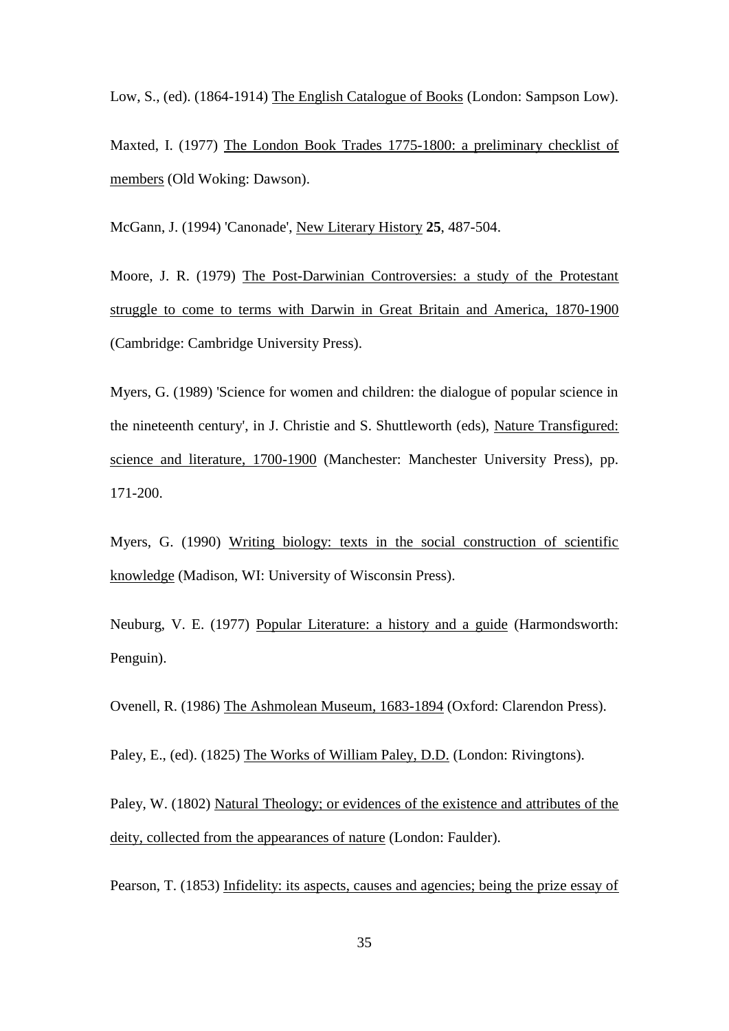Low, S., (ed). (1864-1914) The English Catalogue of Books (London: Sampson Low).

Maxted, I. (1977) The London Book Trades 1775-1800: a preliminary checklist of members (Old Woking: Dawson).

McGann, J. (1994) 'Canonade', New Literary History **25**, 487-504.

Moore, J. R. (1979) The Post-Darwinian Controversies: a study of the Protestant struggle to come to terms with Darwin in Great Britain and America, 1870-1900 (Cambridge: Cambridge University Press).

Myers, G. (1989) 'Science for women and children: the dialogue of popular science in the nineteenth century', in J. Christie and S. Shuttleworth (eds), Nature Transfigured: science and literature, 1700-1900 (Manchester: Manchester University Press), pp. 171-200.

Myers, G. (1990) Writing biology: texts in the social construction of scientific knowledge (Madison, WI: University of Wisconsin Press).

Neuburg, V. E. (1977) Popular Literature: a history and a guide (Harmondsworth: Penguin).

Ovenell, R. (1986) The Ashmolean Museum, 1683-1894 (Oxford: Clarendon Press).

Paley, E., (ed). (1825) The Works of William Paley, D.D. (London: Rivingtons).

Paley, W. (1802) Natural Theology; or evidences of the existence and attributes of the deity, collected from the appearances of nature (London: Faulder).

Pearson, T. (1853) Infidelity: its aspects, causes and agencies; being the prize essay of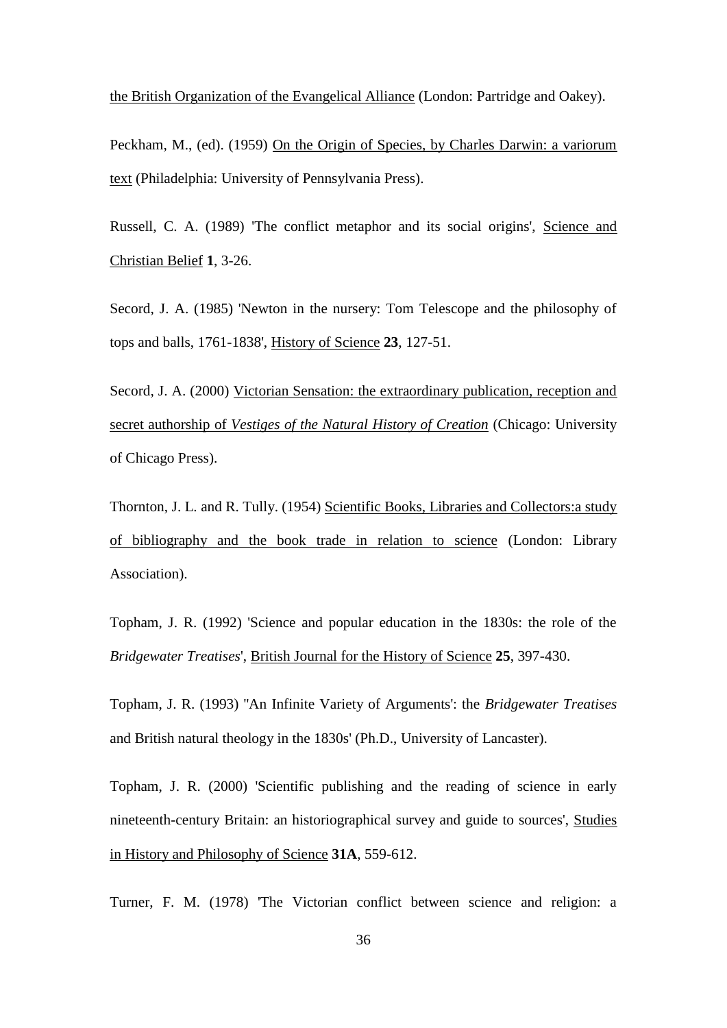the British Organization of the Evangelical Alliance (London: Partridge and Oakey).

Peckham, M., (ed). (1959) On the Origin of Species, by Charles Darwin: a variorum text (Philadelphia: University of Pennsylvania Press).

Russell, C. A. (1989) 'The conflict metaphor and its social origins', Science and Christian Belief **1**, 3-26.

Secord, J. A. (1985) 'Newton in the nursery: Tom Telescope and the philosophy of tops and balls, 1761-1838', History of Science **23**, 127-51.

Secord, J. A. (2000) Victorian Sensation: the extraordinary publication, reception and secret authorship of *Vestiges of the Natural History of Creation* (Chicago: University of Chicago Press).

Thornton, J. L. and R. Tully. (1954) Scientific Books, Libraries and Collectors:a study of bibliography and the book trade in relation to science (London: Library Association).

Topham, J. R. (1992) 'Science and popular education in the 1830s: the role of the *Bridgewater Treatises*', British Journal for the History of Science **25**, 397-430.

Topham, J. R. (1993) ''An Infinite Variety of Arguments': the *Bridgewater Treatises* and British natural theology in the 1830s' (Ph.D., University of Lancaster).

Topham, J. R. (2000) 'Scientific publishing and the reading of science in early nineteenth-century Britain: an historiographical survey and guide to sources', Studies in History and Philosophy of Science **31A**, 559-612.

Turner, F. M. (1978) 'The Victorian conflict between science and religion: a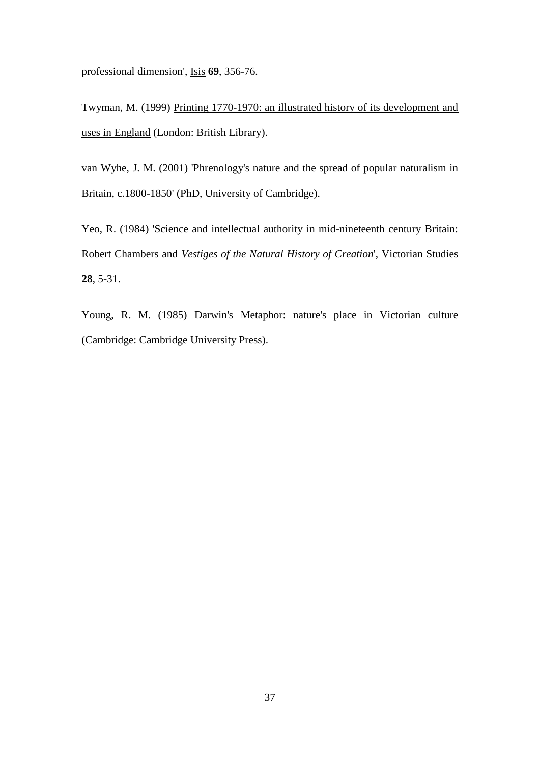professional dimension', <u>Isis</u> **69**, 356-76.

Twyman, M. (1999) <u>Printing 1770-1970: an illustrated history of its development and uses in England</u> (London: British Library).

van Wyhe, J. M. (2001) 'Phrenology's nature and the spread of popular naturalism in Britain, c.1800-1850' (PhD, University of Cambridge).

Yeo, R. (1984) 'Science and intellectual authority in mid-nineteenth century Britain: Robert Chambers and *Vestiges of the Natural History of Creation*', <u>Victorian Studies</u> **28**, 5-31.

Young, R. M. (1985) <u>Darwin's Metaphor: nature's place in Victorian culture</u> (Cambridge: Cambridge University Press).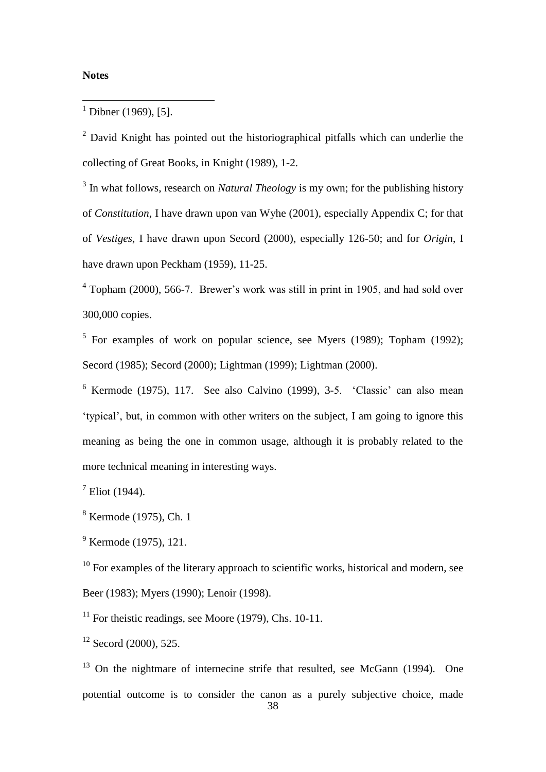**Notes**

[1] Dibner (1969), [5].

[2] David Knight has pointed out the historiographical pitfalls which can underlie the collecting of Great Books, in Knight (1989), 1-2.

[3] In what follows, research on *Natural Theology* is my own; for the publishing history of *Constitution*, I have drawn upon van Wyhe (2001), especially Appendix C; for that of *Vestiges*, I have drawn upon Secord (2000), especially 126-50; and for *Origin*, I have drawn upon Peckham (1959), 11-25.

[4] Topham (2000), 566-7. Brewer's work was still in print in 1905, and had sold over 300,000 copies.

[5] For examples of work on popular science, see Myers (1989); Topham (1992); Secord (1985); Secord (2000); Lightman (1999); Lightman (2000).

[6] Kermode (1975), 117. See also Calvino (1999), 3-5. 'Classic' can also mean 'typical', but, in common with other writers on the subject, I am going to ignore this meaning as being the one in common usage, although it is probably related to the more technical meaning in interesting ways.

[7] Eliot (1944).

[8] Kermode (1975), Ch. 1

[9] Kermode (1975), 121.

[10] For examples of the literary approach to scientific works, historical and modern, see Beer (1983); Myers (1990); Lenoir (1998).

[11] For theistic readings, see Moore (1979), Chs. 10-11.

[12] Secord (2000), 525.

[13] On the nightmare of internecine strife that resulted, see McGann (1994). One potential outcome is to consider the canon as a purely subjective choice, made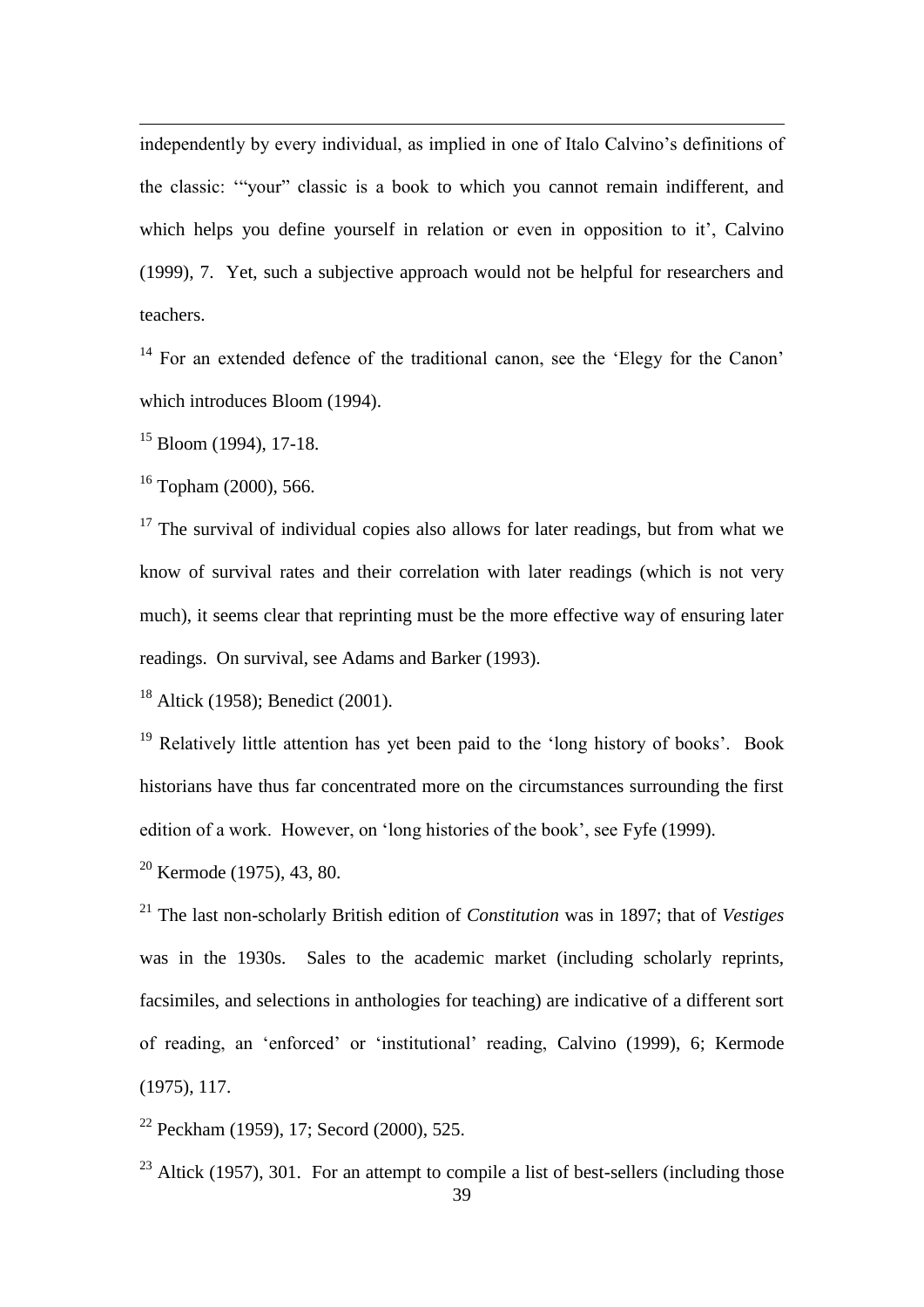independently by every individual, as implied in one of Italo Calvino's definitions of the classic: '"your" classic is a book to which you cannot remain indifferent, and which helps you define yourself in relation or even in opposition to it', Calvino (1999), 7. Yet, such a subjective approach would not be helpful for researchers and teachers.

[14] For an extended defence of the traditional canon, see the 'Elegy for the Canon' which introduces Bloom (1994).

[15] Bloom (1994), 17-18.

[16] Topham (2000), 566.

[17] The survival of individual copies also allows for later readings, but from what we know of survival rates and their correlation with later readings (which is not very much), it seems clear that reprinting must be the more effective way of ensuring later readings. On survival, see Adams and Barker (1993).

[18] Altick (1958); Benedict (2001).

[19] Relatively little attention has yet been paid to the 'long history of books'. Book historians have thus far concentrated more on the circumstances surrounding the first edition of a work. However, on 'long histories of the book', see Fyfe (1999).

[20] Kermode (1975), 43, 80.

[21] The last non-scholarly British edition of *Constitution* was in 1897; that of *Vestiges* was in the 1930s. Sales to the academic market (including scholarly reprints, facsimiles, and selections in anthologies for teaching) are indicative of a different sort of reading, an 'enforced' or 'institutional' reading, Calvino (1999), 6; Kermode (1975), 117.

[22] Peckham (1959), 17; Secord (2000), 525.

[23] Altick (1957), 301. For an attempt to compile a list of best-sellers (including those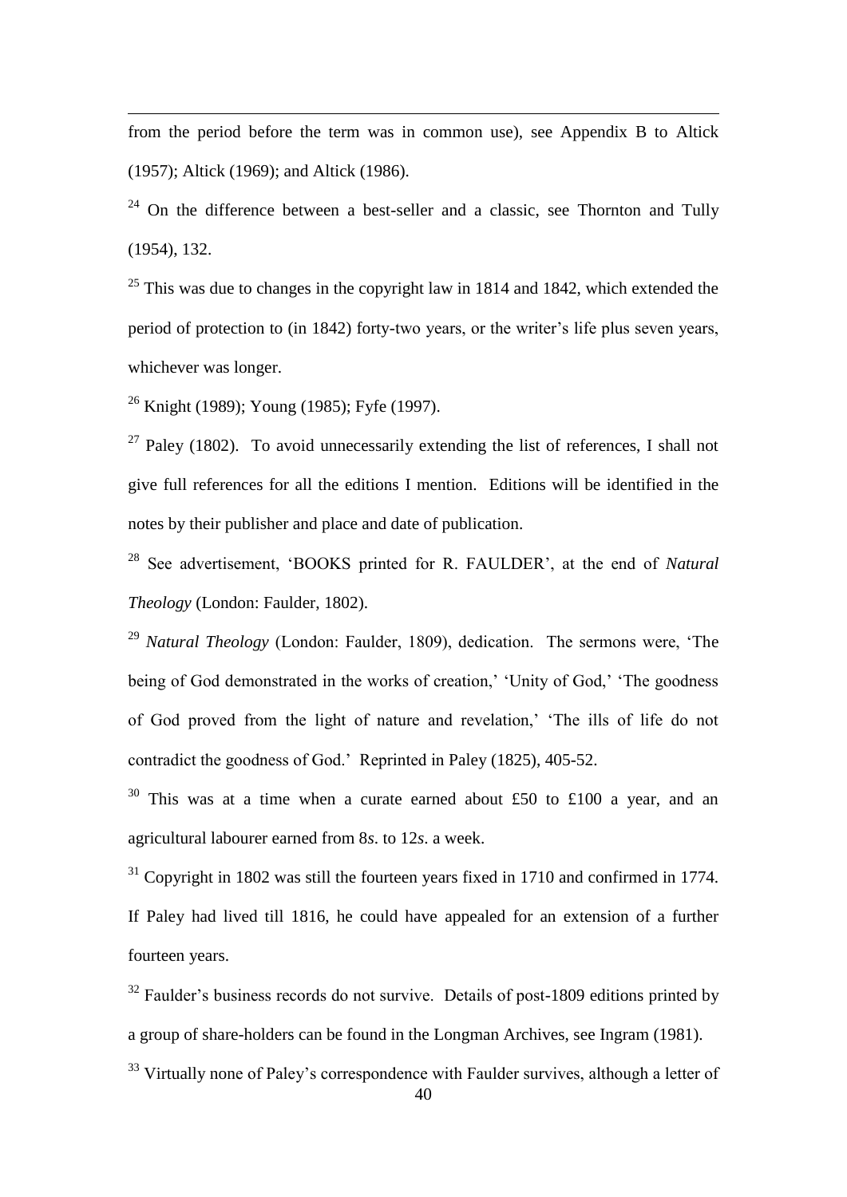from the period before the term was in common use), see Appendix B to Altick (1957); Altick (1969); and Altick (1986).

[24] On the difference between a best-seller and a classic, see Thornton and Tully (1954), 132.

[25] This was due to changes in the copyright law in 1814 and 1842, which extended the period of protection to (in 1842) forty-two years, or the writer's life plus seven years, whichever was longer.

[26] Knight (1989); Young (1985); Fyfe (1997).

[27] Paley (1802). To avoid unnecessarily extending the list of references, I shall not give full references for all the editions I mention. Editions will be identified in the notes by their publisher and place and date of publication.

[28] See advertisement, 'BOOKS printed for R. FAULDER', at the end of *Natural Theology* (London: Faulder, 1802).

[29] *Natural Theology* (London: Faulder, 1809), dedication. The sermons were, 'The being of God demonstrated in the works of creation,' 'Unity of God,' 'The goodness of God proved from the light of nature and revelation,' 'The ills of life do not contradict the goodness of God.' Reprinted in Paley (1825), 405-52.

[30] This was at a time when a curate earned about £50 to £100 a year, and an agricultural labourer earned from 8*s*. to 12*s*. a week.

[31] Copyright in 1802 was still the fourteen years fixed in 1710 and confirmed in 1774. If Paley had lived till 1816, he could have appealed for an extension of a further fourteen years.

[32] Faulder's business records do not survive. Details of post-1809 editions printed by a group of share-holders can be found in the Longman Archives, see Ingram (1981).

[33] Virtually none of Paley's correspondence with Faulder survives, although a letter of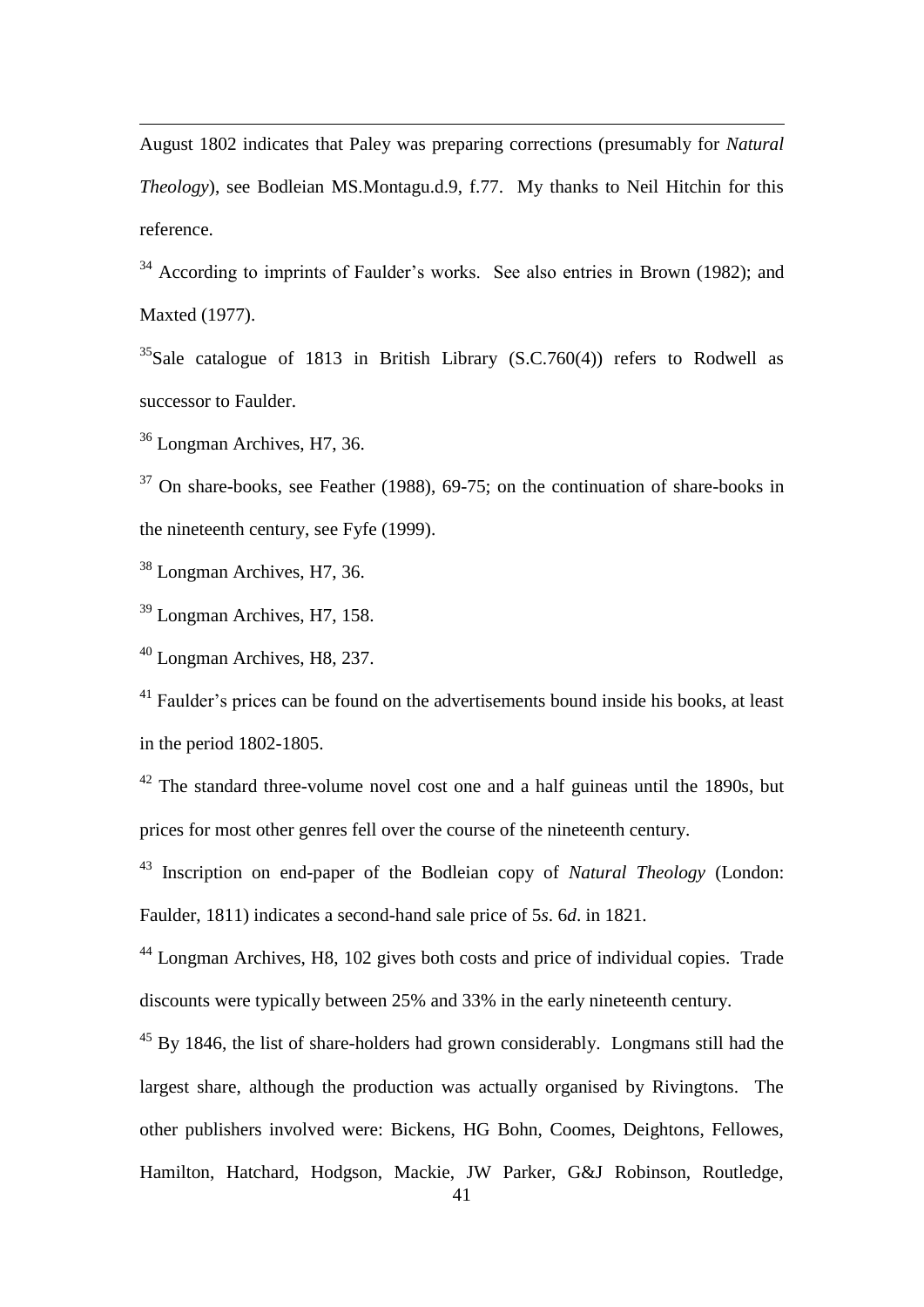August 1802 indicates that Paley was preparing corrections (presumably for *Natural Theology*), see Bodleian MS.Montagu.d.9, f.77. My thanks to Neil Hitchin for this reference.

[34] According to imprints of Faulder's works. See also entries in Brown (1982); and Maxted (1977).

[35] Sale catalogue of 1813 in British Library (S.C.760(4)) refers to Rodwell as successor to Faulder.

[36] Longman Archives, H7, 36.

[37] On share-books, see Feather (1988), 69-75; on the continuation of share-books in the nineteenth century, see Fyfe (1999).

[38] Longman Archives, H7, 36.

[39] Longman Archives, H7, 158.

[40] Longman Archives, H8, 237.

[41] Faulder's prices can be found on the advertisements bound inside his books, at least in the period 1802-1805.

[42] The standard three-volume novel cost one and a half guineas until the 1890s, but prices for most other genres fell over the course of the nineteenth century.

[43] Inscription on end-paper of the Bodleian copy of *Natural Theology* (London: Faulder, 1811) indicates a second-hand sale price of 5*s*. 6*d*. in 1821.

[44] Longman Archives, H8, 102 gives both costs and price of individual copies. Trade discounts were typically between 25% and 33% in the early nineteenth century.

[45] By 1846, the list of share-holders had grown considerably. Longmans still had the largest share, although the production was actually organised by Rivingtons. The other publishers involved were: Bickens, HG Bohn, Coomes, Deightons, Fellowes, Hamilton, Hatchard, Hodgson, Mackie, JW Parker, G&J Robinson, Routledge,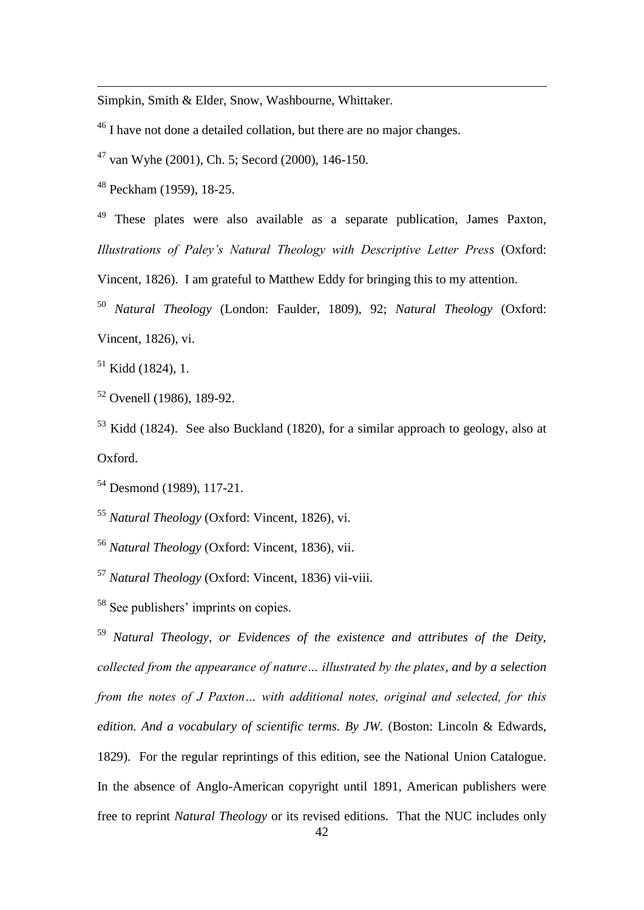Simpkin, Smith & Elder, Snow, Washbourne, Whittaker.

[46] I have not done a detailed collation, but there are no major changes.

[47] van Wyhe (2001), Ch. 5; Secord (2000), 146-150.

[48] Peckham (1959), 18-25.

[49] These plates were also available as a separate publication, James Paxton, *Illustrations of Paley's Natural Theology with Descriptive Letter Press* (Oxford: Vincent, 1826). I am grateful to Matthew Eddy for bringing this to my attention.

[50] *Natural Theology* (London: Faulder, 1809), 92; *Natural Theology* (Oxford: Vincent, 1826), vi.

[51] Kidd (1824), 1.

[52] Ovenell (1986), 189-92.

[53] Kidd (1824). See also Buckland (1820), for a similar approach to geology, also at Oxford.

[54] Desmond (1989), 117-21.

[55] *Natural Theology* (Oxford: Vincent, 1826), vi.

[56] *Natural Theology* (Oxford: Vincent, 1836), vii.

[57] *Natural Theology* (Oxford: Vincent, 1836) vii-viii.

[58] See publishers' imprints on copies.

[59] *Natural Theology, or Evidences of the existence and attributes of the Deity, collected from the appearance of nature… illustrated by the plates, and by a selection from the notes of J Paxton… with additional notes, original and selected, for this edition. And a vocabulary of scientific terms. By JW.* (Boston: Lincoln & Edwards, 1829). For the regular reprintings of this edition, see the National Union Catalogue. In the absence of Anglo-American copyright until 1891, American publishers were free to reprint *Natural Theology* or its revised editions. That the NUC includes only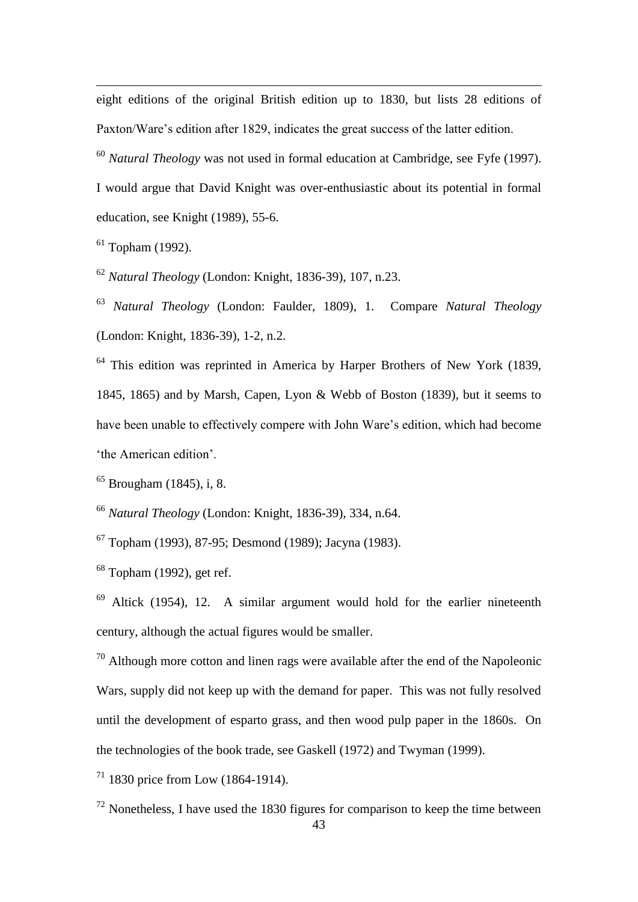eight editions of the original British edition up to 1830, but lists 28 editions of Paxton/Ware's edition after 1829, indicates the great success of the latter edition.

[60] *Natural Theology* was not used in formal education at Cambridge, see Fyfe (1997). I would argue that David Knight was over-enthusiastic about its potential in formal education, see Knight (1989), 55-6.

[61] Topham (1992).

[62] *Natural Theology* (London: Knight, 1836-39), 107, n.23.

[63] *Natural Theology* (London: Faulder, 1809), 1. Compare *Natural Theology* (London: Knight, 1836-39), 1-2, n.2.

[64] This edition was reprinted in America by Harper Brothers of New York (1839, 1845, 1865) and by Marsh, Capen, Lyon & Webb of Boston (1839), but it seems to have been unable to effectively compere with John Ware's edition, which had become 'the American edition'.

[65] Brougham (1845), i, 8.

[66] *Natural Theology* (London: Knight, 1836-39), 334, n.64.

[67] Topham (1993), 87-95; Desmond (1989); Jacyna (1983).

[68] Topham (1992), get ref.

[69] Altick (1954), 12. A similar argument would hold for the earlier nineteenth century, although the actual figures would be smaller.

[70] Although more cotton and linen rags were available after the end of the Napoleonic Wars, supply did not keep up with the demand for paper. This was not fully resolved until the development of esparto grass, and then wood pulp paper in the 1860s. On the technologies of the book trade, see Gaskell (1972) and Twyman (1999).

[71] 1830 price from Low (1864-1914).

[72] Nonetheless, I have used the 1830 figures for comparison to keep the time between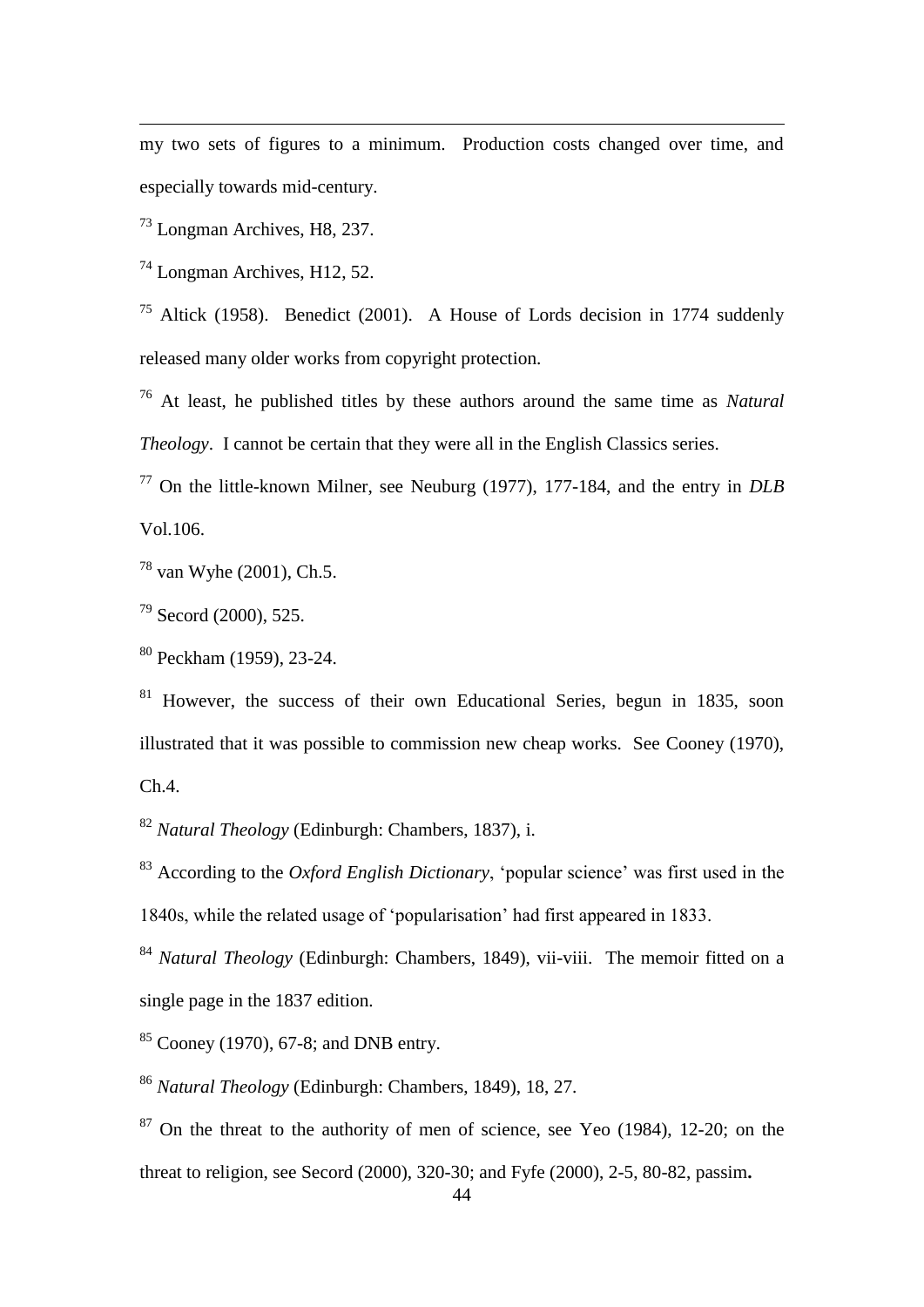my two sets of figures to a minimum. Production costs changed over time, and especially towards mid-century.

[73] Longman Archives, H8, 237.

[74] Longman Archives, H12, 52.

[75] Altick (1958). Benedict (2001). A House of Lords decision in 1774 suddenly released many older works from copyright protection.

[76] At least, he published titles by these authors around the same time as *Natural Theology*. I cannot be certain that they were all in the English Classics series.

[77] On the little-known Milner, see Neuburg (1977), 177-184, and the entry in *DLB* Vol.106.

[78] van Wyhe (2001), Ch.5.

[79] Secord (2000), 525.

[80] Peckham (1959), 23-24.

[81] However, the success of their own Educational Series, begun in 1835, soon illustrated that it was possible to commission new cheap works. See Cooney (1970), Ch.4.

[82] *Natural Theology* (Edinburgh: Chambers, 1837), i.

[83] According to the *Oxford English Dictionary*, 'popular science' was first used in the 1840s, while the related usage of 'popularisation' had first appeared in 1833.

[84] *Natural Theology* (Edinburgh: Chambers, 1849), vii-viii. The memoir fitted on a single page in the 1837 edition.

[85] Cooney (1970), 67-8; and DNB entry.

[86] *Natural Theology* (Edinburgh: Chambers, 1849), 18, 27.

[87] On the threat to the authority of men of science, see Yeo (1984), 12-20; on the threat to religion, see Secord (2000), 320-30; and Fyfe (2000), 2-5, 80-82, passim.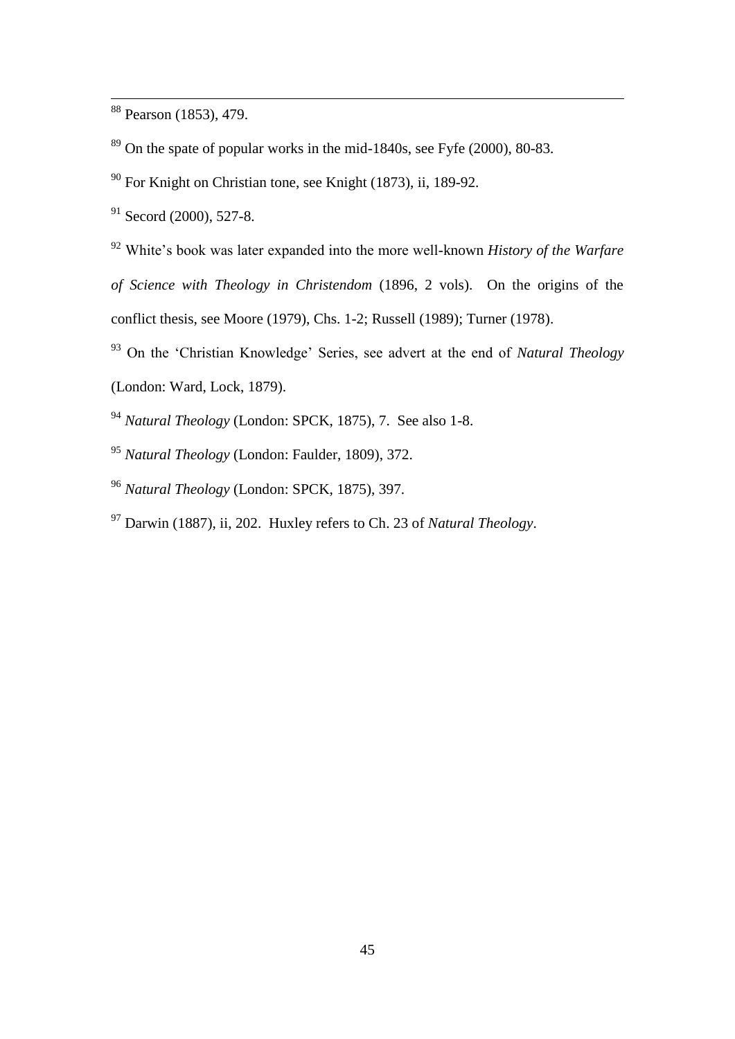[88] Pearson (1853), 479.

[89] On the spate of popular works in the mid-1840s, see Fyfe (2000), 80-83.

[90] For Knight on Christian tone, see Knight (1873), ii, 189-92.

[91] Secord (2000), 527-8.

[92] White's book was later expanded into the more well-known *History of the Warfare of Science with Theology in Christendom* (1896, 2 vols). On the origins of the conflict thesis, see Moore (1979), Chs. 1-2; Russell (1989); Turner (1978).

[93] On the 'Christian Knowledge' Series, see advert at the end of *Natural Theology* (London: Ward, Lock, 1879).

[94] *Natural Theology* (London: SPCK, 1875), 7. See also 1-8.

[95] *Natural Theology* (London: Faulder, 1809), 372.

[96] *Natural Theology* (London: SPCK, 1875), 397.

[97] Darwin (1887), ii, 202. Huxley refers to Ch. 23 of *Natural Theology*.